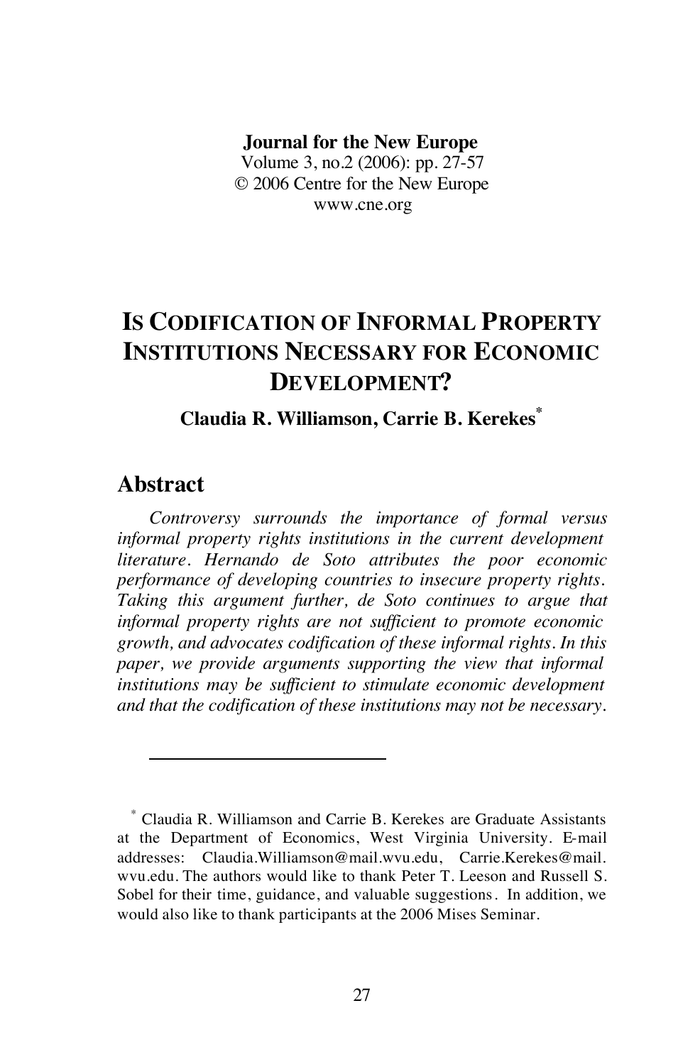**Journal for the New Europe**
Volume 3, no.2 (2006): pp. 27-57
© 2006 Centre for the New Europe
www.cne.org

# IS CODIFICATION OF INFORMAL PROPERTY INSTITUTIONS NECESSARY FOR ECONOMIC DEVELOPMENT?

**Claudia R. Williamson, Carrie B. Kerekes**[*]

## Abstract

*Controversy surrounds the importance of formal versus informal property rights institutions in the current development literature. Hernando de Soto attributes the poor economic performance of developing countries to insecure property rights. Taking this argument further, de Soto continues to argue that informal property rights are not sufficient to promote economic growth, and advocates codification of these informal rights. In this paper, we provide arguments supporting the view that informal institutions may be sufficient to stimulate economic development and that the codification of these institutions may not be necessary.*

---

[*] Claudia R. Williamson and Carrie B. Kerekes are Graduate Assistants at the Department of Economics, West Virginia University. E-mail addresses: Claudia.Williamson@mail.wvu.edu, Carrie.Kerekes@mail.wvu.edu. The authors would like to thank Peter T. Leeson and Russell S. Sobel for their time, guidance, and valuable suggestions. In addition, we would also like to thank participants at the 2006 Mises Seminar.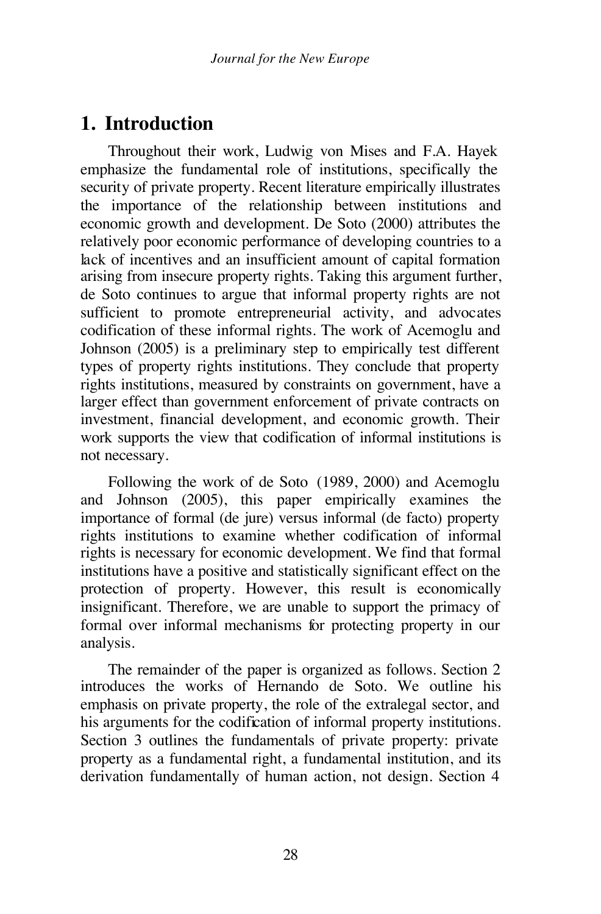# 1. Introduction

Throughout their work, Ludwig von Mises and F.A. Hayek emphasize the fundamental role of institutions, specifically the security of private property. Recent literature empirically illustrates the importance of the relationship between institutions and economic growth and development. De Soto (2000) attributes the relatively poor economic performance of developing countries to a lack of incentives and an insufficient amount of capital formation arising from insecure property rights. Taking this argument further, de Soto continues to argue that informal property rights are not sufficient to promote entrepreneurial activity, and advocates codification of these informal rights. The work of Acemoglu and Johnson (2005) is a preliminary step to empirically test different types of property rights institutions. They conclude that property rights institutions, measured by constraints on government, have a larger effect than government enforcement of private contracts on investment, financial development, and economic growth. Their work supports the view that codification of informal institutions is not necessary.

Following the work of de Soto (1989, 2000) and Acemoglu and Johnson (2005), this paper empirically examines the importance of formal (de jure) versus informal (de facto) property rights institutions to examine whether codification of informal rights is necessary for economic development. We find that formal institutions have a positive and statistically significant effect on the protection of property. However, this result is economically insignificant. Therefore, we are unable to support the primacy of formal over informal mechanisms for protecting property in our analysis.

The remainder of the paper is organized as follows. Section 2 introduces the works of Hernando de Soto. We outline his emphasis on private property, the role of the extralegal sector, and his arguments for the codification of informal property institutions. Section 3 outlines the fundamentals of private property: private property as a fundamental right, a fundamental institution, and its derivation fundamentally of human action, not design. Section 4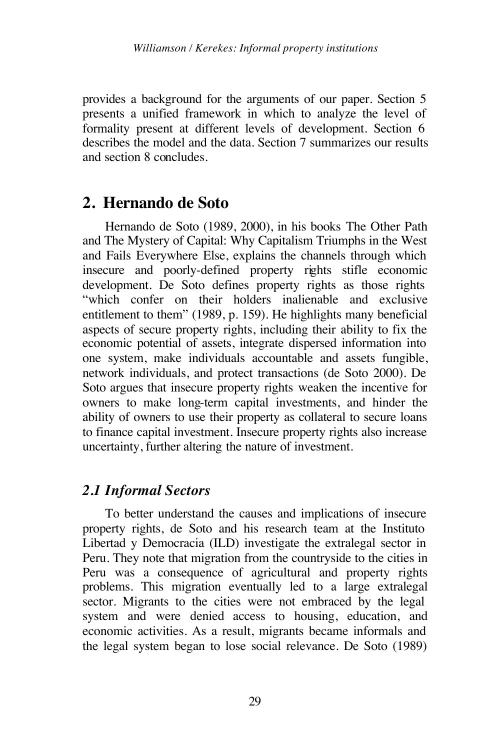provides a background for the arguments of our paper. Section 5 presents a unified framework in which to analyze the level of formality present at different levels of development. Section 6 describes the model and the data. Section 7 summarizes our results and section 8 concludes.

## 2. Hernando de Soto

Hernando de Soto (1989, 2000), in his books The Other Path and The Mystery of Capital: Why Capitalism Triumphs in the West and Fails Everywhere Else, explains the channels through which insecure and poorly-defined property rights stifle economic development. De Soto defines property rights as those rights "which confer on their holders inalienable and exclusive entitlement to them" (1989, p. 159). He highlights many beneficial aspects of secure property rights, including their ability to fix the economic potential of assets, integrate dispersed information into one system, make individuals accountable and assets fungible, network individuals, and protect transactions (de Soto 2000). De Soto argues that insecure property rights weaken the incentive for owners to make long-term capital investments, and hinder the ability of owners to use their property as collateral to secure loans to finance capital investment. Insecure property rights also increase uncertainty, further altering the nature of investment.

### *2.1 Informal Sectors*

To better understand the causes and implications of insecure property rights, de Soto and his research team at the Instituto Libertad y Democracia (ILD) investigate the extralegal sector in Peru. They note that migration from the countryside to the cities in Peru was a consequence of agricultural and property rights problems. This migration eventually led to a large extralegal sector. Migrants to the cities were not embraced by the legal system and were denied access to housing, education, and economic activities. As a result, migrants became informals and the legal system began to lose social relevance. De Soto (1989)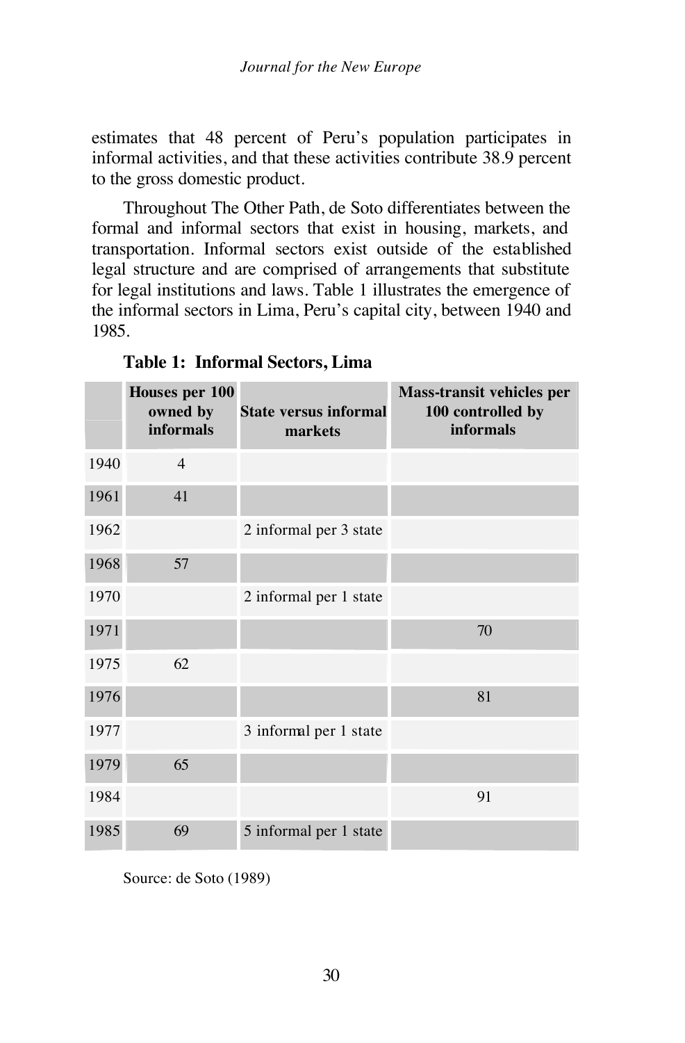estimates that 48 percent of Peru's population participates in informal activities, and that these activities contribute 38.9 percent to the gross domestic product.

Throughout The Other Path, de Soto differentiates between the formal and informal sectors that exist in housing, markets, and transportation. Informal sectors exist outside of the established legal structure and are comprised of arrangements that substitute for legal institutions and laws. Table 1 illustrates the emergence of the informal sectors in Lima, Peru's capital city, between 1940 and 1985.

**Table 1: Informal Sectors, Lima**

| | Houses per 100 owned by informals | State versus informal markets | Mass-transit vehicles per 100 controlled by informals |
|---|---|---|---|
| 1940 | 4 | | |
| 1961 | 41 | | |
| 1962 | | 2 informal per 3 state | |
| 1968 | 57 | | |
| 1970 | | 2 informal per 1 state | |
| 1971 | | | 70 |
| 1975 | 62 | | |
| 1976 | | | 81 |
| 1977 | | 3 informal per 1 state | |
| 1979 | 65 | | |
| 1984 | | | 91 |
| 1985 | 69 | 5 informal per 1 state | |

Source: de Soto (1989)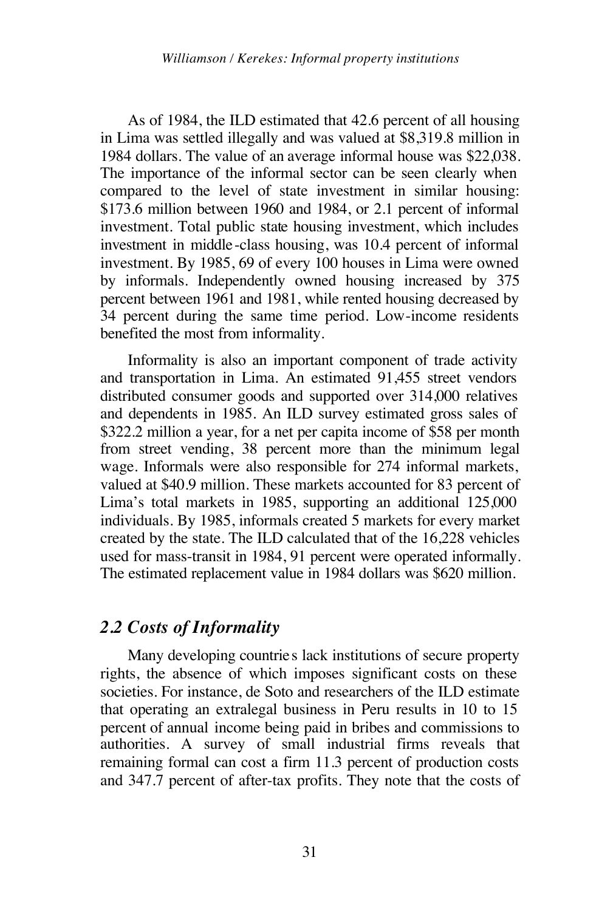As of 1984, the ILD estimated that 42.6 percent of all housing in Lima was settled illegally and was valued at $8,319.8 million in 1984 dollars. The value of an average informal house was $22,038. The importance of the informal sector can be seen clearly when compared to the level of state investment in similar housing: $173.6 million between 1960 and 1984, or 2.1 percent of informal investment. Total public state housing investment, which includes investment in middle-class housing, was 10.4 percent of informal investment. By 1985, 69 of every 100 houses in Lima were owned by informals. Independently owned housing increased by 375 percent between 1961 and 1981, while rented housing decreased by 34 percent during the same time period. Low-income residents benefited the most from informality.

Informality is also an important component of trade activity and transportation in Lima. An estimated 91,455 street vendors distributed consumer goods and supported over 314,000 relatives and dependents in 1985. An ILD survey estimated gross sales of $322.2 million a year, for a net per capita income of $58 per month from street vending, 38 percent more than the minimum legal wage. Informals were also responsible for 274 informal markets, valued at $40.9 million. These markets accounted for 83 percent of Lima's total markets in 1985, supporting an additional 125,000 individuals. By 1985, informals created 5 markets for every market created by the state. The ILD calculated that of the 16,228 vehicles used for mass-transit in 1984, 91 percent were operated informally. The estimated replacement value in 1984 dollars was $620 million.

## *2.2 Costs of Informality*

Many developing countries lack institutions of secure property rights, the absence of which imposes significant costs on these societies. For instance, de Soto and researchers of the ILD estimate that operating an extralegal business in Peru results in 10 to 15 percent of annual income being paid in bribes and commissions to authorities. A survey of small industrial firms reveals that remaining formal can cost a firm 11.3 percent of production costs and 347.7 percent of after-tax profits. They note that the costs of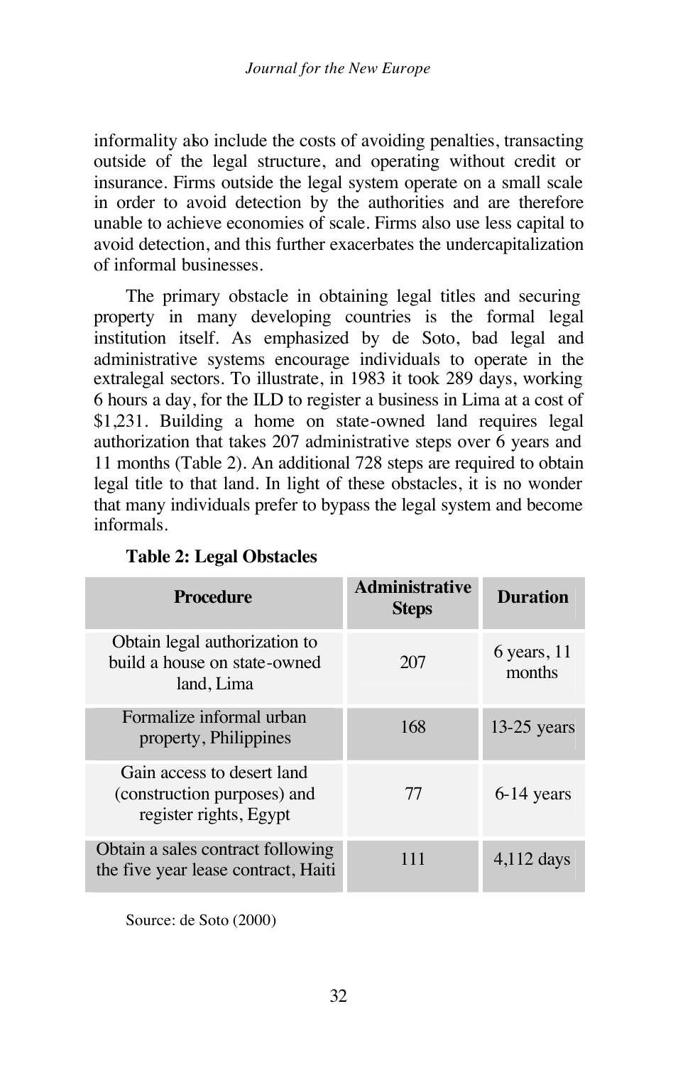informality also include the costs of avoiding penalties, transacting outside of the legal structure, and operating without credit or insurance. Firms outside the legal system operate on a small scale in order to avoid detection by the authorities and are therefore unable to achieve economies of scale. Firms also use less capital to avoid detection, and this further exacerbates the undercapitalization of informal businesses.

The primary obstacle in obtaining legal titles and securing property in many developing countries is the formal legal institution itself. As emphasized by de Soto, bad legal and administrative systems encourage individuals to operate in the extralegal sectors. To illustrate, in 1983 it took 289 days, working 6 hours a day, for the ILD to register a business in Lima at a cost of $1,231. Building a home on state-owned land requires legal authorization that takes 207 administrative steps over 6 years and 11 months (Table 2). An additional 728 steps are required to obtain legal title to that land. In light of these obstacles, it is no wonder that many individuals prefer to bypass the legal system and become informals.

**Table 2: Legal Obstacles**

| Procedure | Administrative Steps | Duration |
|---|---|---|
| Obtain legal authorization to build a house on state-owned land, Lima | 207 | 6 years, 11 months |
| Formalize informal urban property, Philippines | 168 | 13-25 years |
| Gain access to desert land (construction purposes) and register rights, Egypt | 77 | 6-14 years |
| Obtain a sales contract following the five year lease contract, Haiti | 111 | 4,112 days |

Source: de Soto (2000)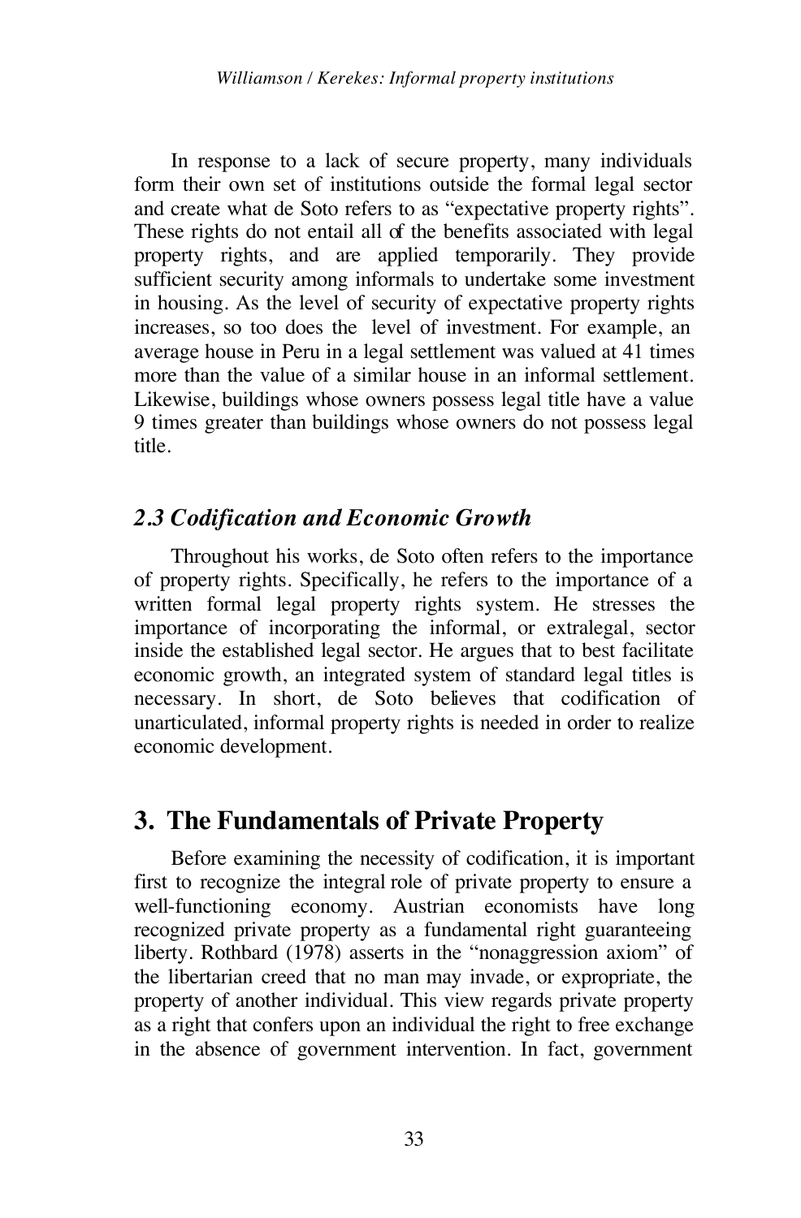In response to a lack of secure property, many individuals form their own set of institutions outside the formal legal sector and create what de Soto refers to as "expectative property rights". These rights do not entail all of the benefits associated with legal property rights, and are applied temporarily. They provide sufficient security among informals to undertake some investment in housing. As the level of security of expectative property rights increases, so too does the level of investment. For example, an average house in Peru in a legal settlement was valued at 41 times more than the value of a similar house in an informal settlement. Likewise, buildings whose owners possess legal title have a value 9 times greater than buildings whose owners do not possess legal title.

### *2.3 Codification and Economic Growth*

Throughout his works, de Soto often refers to the importance of property rights. Specifically, he refers to the importance of a written formal legal property rights system. He stresses the importance of incorporating the informal, or extralegal, sector inside the established legal sector. He argues that to best facilitate economic growth, an integrated system of standard legal titles is necessary. In short, de Soto believes that codification of unarticulated, informal property rights is needed in order to realize economic development.

## 3. The Fundamentals of Private Property

Before examining the necessity of codification, it is important first to recognize the integral role of private property to ensure a well-functioning economy. Austrian economists have long recognized private property as a fundamental right guaranteeing liberty. Rothbard (1978) asserts in the "nonaggression axiom" of the libertarian creed that no man may invade, or expropriate, the property of another individual. This view regards private property as a right that confers upon an individual the right to free exchange in the absence of government intervention. In fact, government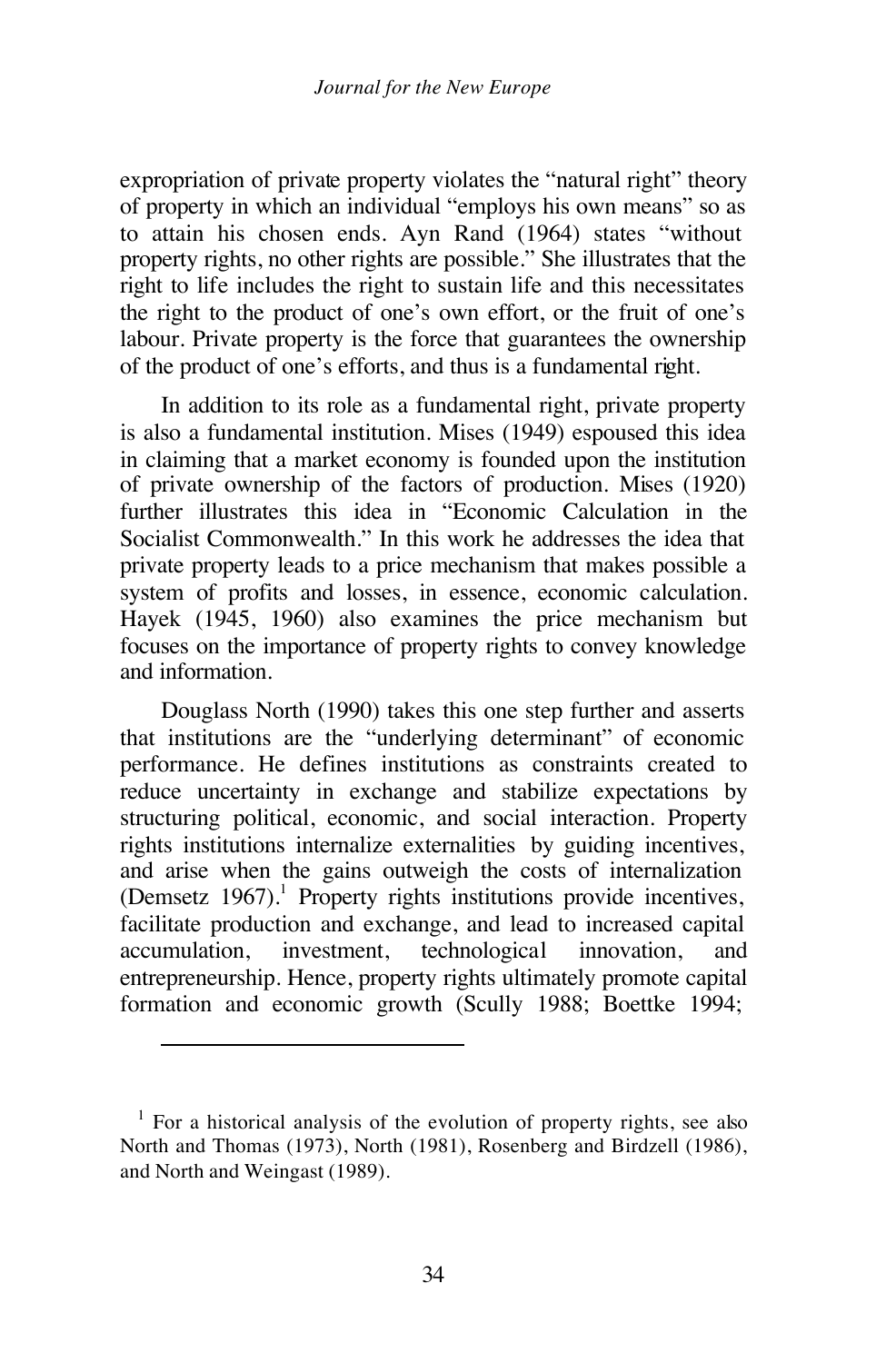expropriation of private property violates the "natural right" theory of property in which an individual "employs his own means" so as to attain his chosen ends. Ayn Rand (1964) states "without property rights, no other rights are possible." She illustrates that the right to life includes the right to sustain life and this necessitates the right to the product of one's own effort, or the fruit of one's labour. Private property is the force that guarantees the ownership of the product of one's efforts, and thus is a fundamental right.

In addition to its role as a fundamental right, private property is also a fundamental institution. Mises (1949) espoused this idea in claiming that a market economy is founded upon the institution of private ownership of the factors of production. Mises (1920) further illustrates this idea in "Economic Calculation in the Socialist Commonwealth." In this work he addresses the idea that private property leads to a price mechanism that makes possible a system of profits and losses, in essence, economic calculation. Hayek (1945, 1960) also examines the price mechanism but focuses on the importance of property rights to convey knowledge and information.

Douglass North (1990) takes this one step further and asserts that institutions are the "underlying determinant" of economic performance. He defines institutions as constraints created to reduce uncertainty in exchange and stabilize expectations by structuring political, economic, and social interaction. Property rights institutions internalize externalities by guiding incentives, and arise when the gains outweigh the costs of internalization (Demsetz 1967).[1] Property rights institutions provide incentives, facilitate production and exchange, and lead to increased capital accumulation, investment, technological innovation, and entrepreneurship. Hence, property rights ultimately promote capital formation and economic growth (Scully 1988; Boettke 1994;

[1] For a historical analysis of the evolution of property rights, see also North and Thomas (1973), North (1981), Rosenberg and Birdzell (1986), and North and Weingast (1989).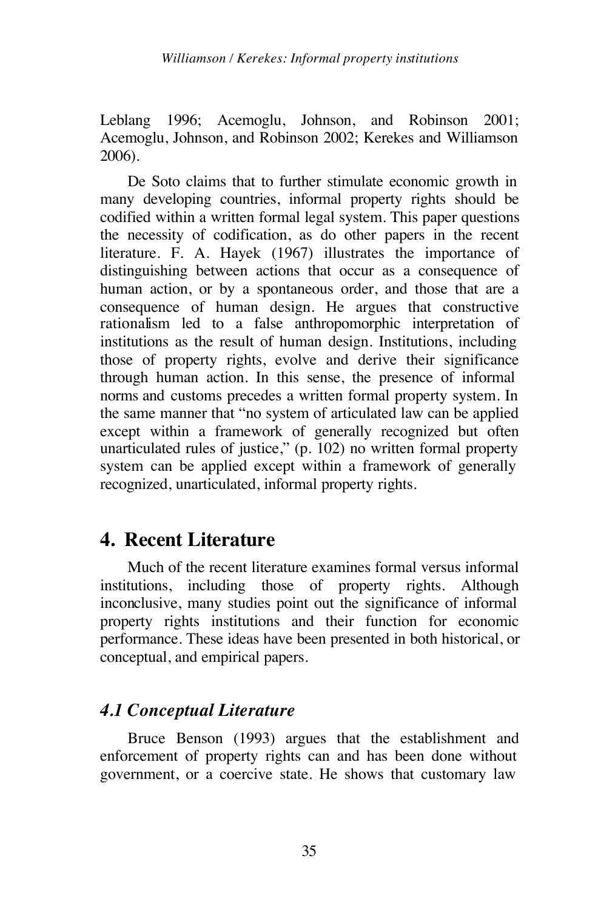Leblang 1996; Acemoglu, Johnson, and Robinson 2001; Acemoglu, Johnson, and Robinson 2002; Kerekes and Williamson 2006).

De Soto claims that to further stimulate economic growth in many developing countries, informal property rights should be codified within a written formal legal system. This paper questions the necessity of codification, as do other papers in the recent literature. F. A. Hayek (1967) illustrates the importance of distinguishing between actions that occur as a consequence of human action, or by a spontaneous order, and those that are a consequence of human design. He argues that constructive rationalism led to a false anthropomorphic interpretation of institutions as the result of human design. Institutions, including those of property rights, evolve and derive their significance through human action. In this sense, the presence of informal norms and customs precedes a written formal property system. In the same manner that "no system of articulated law can be applied except within a framework of generally recognized but often unarticulated rules of justice," (p. 102) no written formal property system can be applied except within a framework of generally recognized, unarticulated, informal property rights.

## 4. Recent Literature

Much of the recent literature examines formal versus informal institutions, including those of property rights. Although inconclusive, many studies point out the significance of informal property rights institutions and their function for economic performance. These ideas have been presented in both historical, or conceptual, and empirical papers.

### *4.1 Conceptual Literature*

Bruce Benson (1993) argues that the establishment and enforcement of property rights can and has been done without government, or a coercive state. He shows that customary law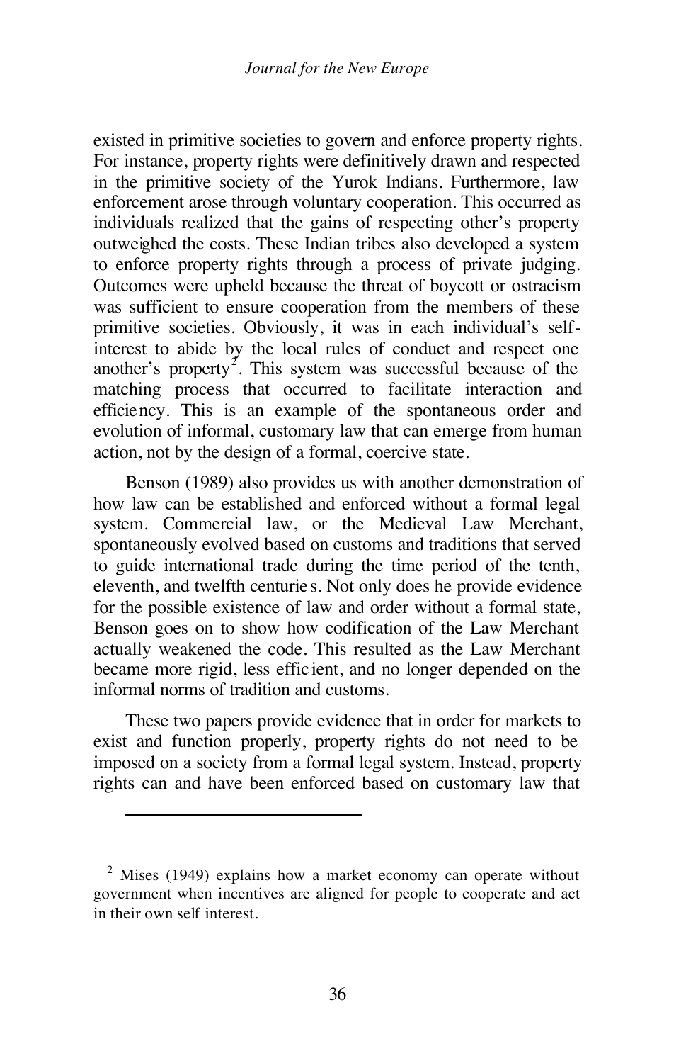existed in primitive societies to govern and enforce property rights. For instance, property rights were definitively drawn and respected in the primitive society of the Yurok Indians. Furthermore, law enforcement arose through voluntary cooperation. This occurred as individuals realized that the gains of respecting other's property outweighed the costs. These Indian tribes also developed a system to enforce property rights through a process of private judging. Outcomes were upheld because the threat of boycott or ostracism was sufficient to ensure cooperation from the members of these primitive societies. Obviously, it was in each individual's self-interest to abide by the local rules of conduct and respect one another's property[2]. This system was successful because of the matching process that occurred to facilitate interaction and efficiency. This is an example of the spontaneous order and evolution of informal, customary law that can emerge from human action, not by the design of a formal, coercive state.

Benson (1989) also provides us with another demonstration of how law can be established and enforced without a formal legal system. Commercial law, or the Medieval Law Merchant, spontaneously evolved based on customs and traditions that served to guide international trade during the time period of the tenth, eleventh, and twelfth centuries. Not only does he provide evidence for the possible existence of law and order without a formal state, Benson goes on to show how codification of the Law Merchant actually weakened the code. This resulted as the Law Merchant became more rigid, less efficient, and no longer depended on the informal norms of tradition and customs.

These two papers provide evidence that in order for markets to exist and function properly, property rights do not need to be imposed on a society from a formal legal system. Instead, property rights can and have been enforced based on customary law that

---

[2] Mises (1949) explains how a market economy can operate without government when incentives are aligned for people to cooperate and act in their own self interest.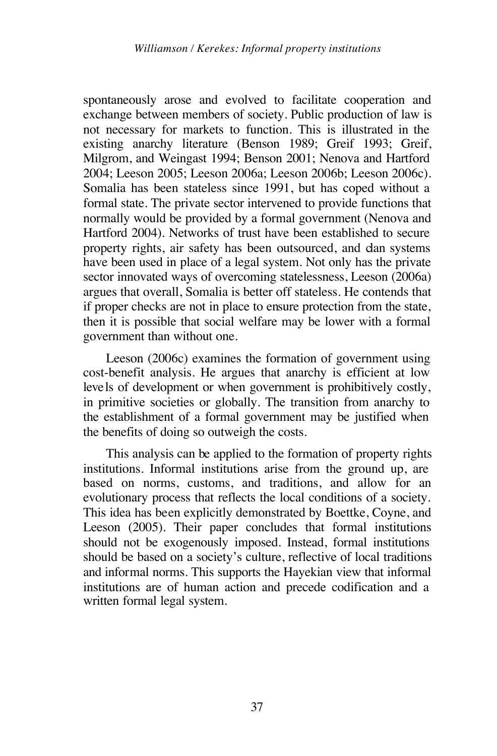spontaneously arose and evolved to facilitate cooperation and exchange between members of society. Public production of law is not necessary for markets to function. This is illustrated in the existing anarchy literature (Benson 1989; Greif 1993; Greif, Milgrom, and Weingast 1994; Benson 2001; Nenova and Hartford 2004; Leeson 2005; Leeson 2006a; Leeson 2006b; Leeson 2006c). Somalia has been stateless since 1991, but has coped without a formal state. The private sector intervened to provide functions that normally would be provided by a formal government (Nenova and Hartford 2004). Networks of trust have been established to secure property rights, air safety has been outsourced, and clan systems have been used in place of a legal system. Not only has the private sector innovated ways of overcoming statelessness, Leeson (2006a) argues that overall, Somalia is better off stateless. He contends that if proper checks are not in place to ensure protection from the state, then it is possible that social welfare may be lower with a formal government than without one.

Leeson (2006c) examines the formation of government using cost-benefit analysis. He argues that anarchy is efficient at low levels of development or when government is prohibitively costly, in primitive societies or globally. The transition from anarchy to the establishment of a formal government may be justified when the benefits of doing so outweigh the costs.

This analysis can be applied to the formation of property rights institutions. Informal institutions arise from the ground up, are based on norms, customs, and traditions, and allow for an evolutionary process that reflects the local conditions of a society. This idea has been explicitly demonstrated by Boettke, Coyne, and Leeson (2005). Their paper concludes that formal institutions should not be exogenously imposed. Instead, formal institutions should be based on a society's culture, reflective of local traditions and informal norms. This supports the Hayekian view that informal institutions are of human action and precede codification and a written formal legal system.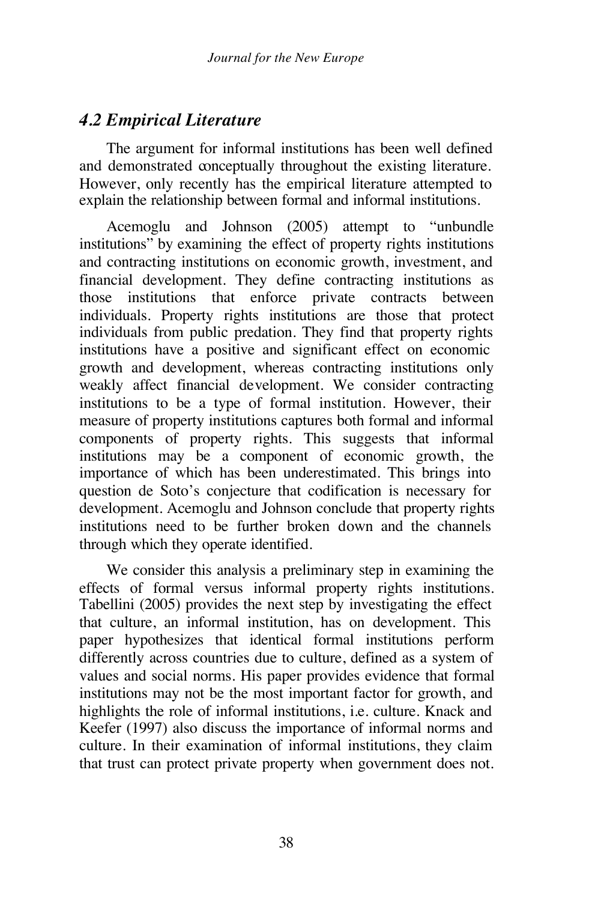## *4.2 Empirical Literature*

The argument for informal institutions has been well defined and demonstrated conceptually throughout the existing literature. However, only recently has the empirical literature attempted to explain the relationship between formal and informal institutions.

Acemoglu and Johnson (2005) attempt to "unbundle institutions" by examining the effect of property rights institutions and contracting institutions on economic growth, investment, and financial development. They define contracting institutions as those institutions that enforce private contracts between individuals. Property rights institutions are those that protect individuals from public predation. They find that property rights institutions have a positive and significant effect on economic growth and development, whereas contracting institutions only weakly affect financial development. We consider contracting institutions to be a type of formal institution. However, their measure of property institutions captures both formal and informal components of property rights. This suggests that informal institutions may be a component of economic growth, the importance of which has been underestimated. This brings into question de Soto's conjecture that codification is necessary for development. Acemoglu and Johnson conclude that property rights institutions need to be further broken down and the channels through which they operate identified.

We consider this analysis a preliminary step in examining the effects of formal versus informal property rights institutions. Tabellini (2005) provides the next step by investigating the effect that culture, an informal institution, has on development. This paper hypothesizes that identical formal institutions perform differently across countries due to culture, defined as a system of values and social norms. His paper provides evidence that formal institutions may not be the most important factor for growth, and highlights the role of informal institutions, i.e. culture. Knack and Keefer (1997) also discuss the importance of informal norms and culture. In their examination of informal institutions, they claim that trust can protect private property when government does not.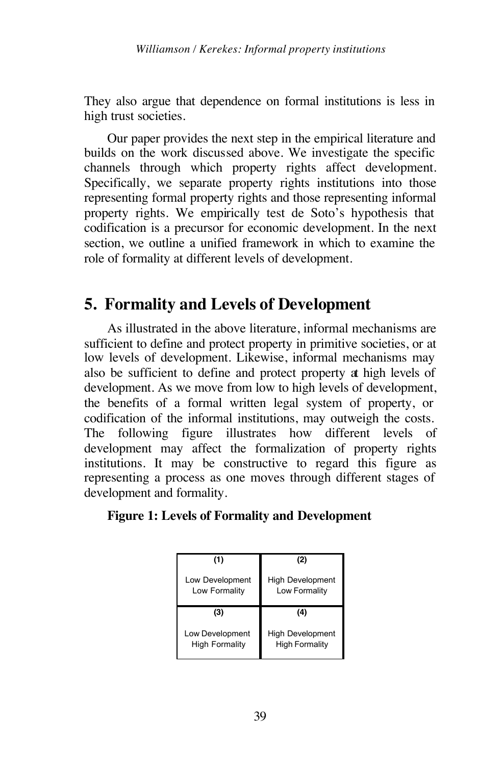They also argue that dependence on formal institutions is less in high trust societies.

Our paper provides the next step in the empirical literature and builds on the work discussed above. We investigate the specific channels through which property rights affect development. Specifically, we separate property rights institutions into those representing formal property rights and those representing informal property rights. We empirically test de Soto's hypothesis that codification is a precursor for economic development. In the next section, we outline a unified framework in which to examine the role of formality at different levels of development.

## 5. Formality and Levels of Development

As illustrated in the above literature, informal mechanisms are sufficient to define and protect property in primitive societies, or at low levels of development. Likewise, informal mechanisms may also be sufficient to define and protect property at high levels of development. As we move from low to high levels of development, the benefits of a formal written legal system of property, or codification of the informal institutions, may outweigh the costs. The following figure illustrates how different levels of development may affect the formalization of property rights institutions. It may be constructive to regard this figure as representing a process as one moves through different stages of development and formality.

**Figure 1: Levels of Formality and Development**

| | |
|---|---|
| **(1)**<br>Low Development<br>Low Formality | **(2)**<br>High Development<br>Low Formality |
| **(3)**<br>Low Development<br>High Formality | **(4)**<br>High Development<br>High Formality |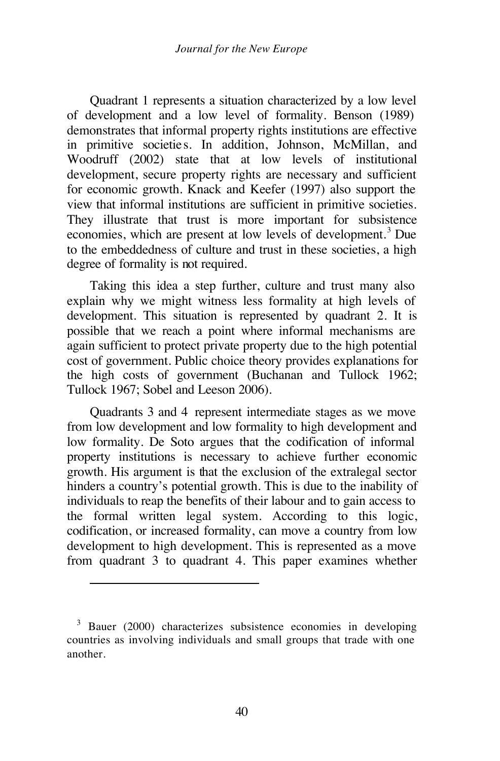Quadrant 1 represents a situation characterized by a low level of development and a low level of formality. Benson (1989) demonstrates that informal property rights institutions are effective in primitive societies. In addition, Johnson, McMillan, and Woodruff (2002) state that at low levels of institutional development, secure property rights are necessary and sufficient for economic growth. Knack and Keefer (1997) also support the view that informal institutions are sufficient in primitive societies. They illustrate that trust is more important for subsistence economies, which are present at low levels of development.[3] Due to the embeddedness of culture and trust in these societies, a high degree of formality is not required.

Taking this idea a step further, culture and trust many also explain why we might witness less formality at high levels of development. This situation is represented by quadrant 2. It is possible that we reach a point where informal mechanisms are again sufficient to protect private property due to the high potential cost of government. Public choice theory provides explanations for the high costs of government (Buchanan and Tullock 1962; Tullock 1967; Sobel and Leeson 2006).

Quadrants 3 and 4 represent intermediate stages as we move from low development and low formality to high development and low formality. De Soto argues that the codification of informal property institutions is necessary to achieve further economic growth. His argument is that the exclusion of the extralegal sector hinders a country's potential growth. This is due to the inability of individuals to reap the benefits of their labour and to gain access to the formal written legal system. According to this logic, codification, or increased formality, can move a country from low development to high development. This is represented as a move from quadrant 3 to quadrant 4. This paper examines whether

[3] Bauer (2000) characterizes subsistence economies in developing countries as involving individuals and small groups that trade with one another.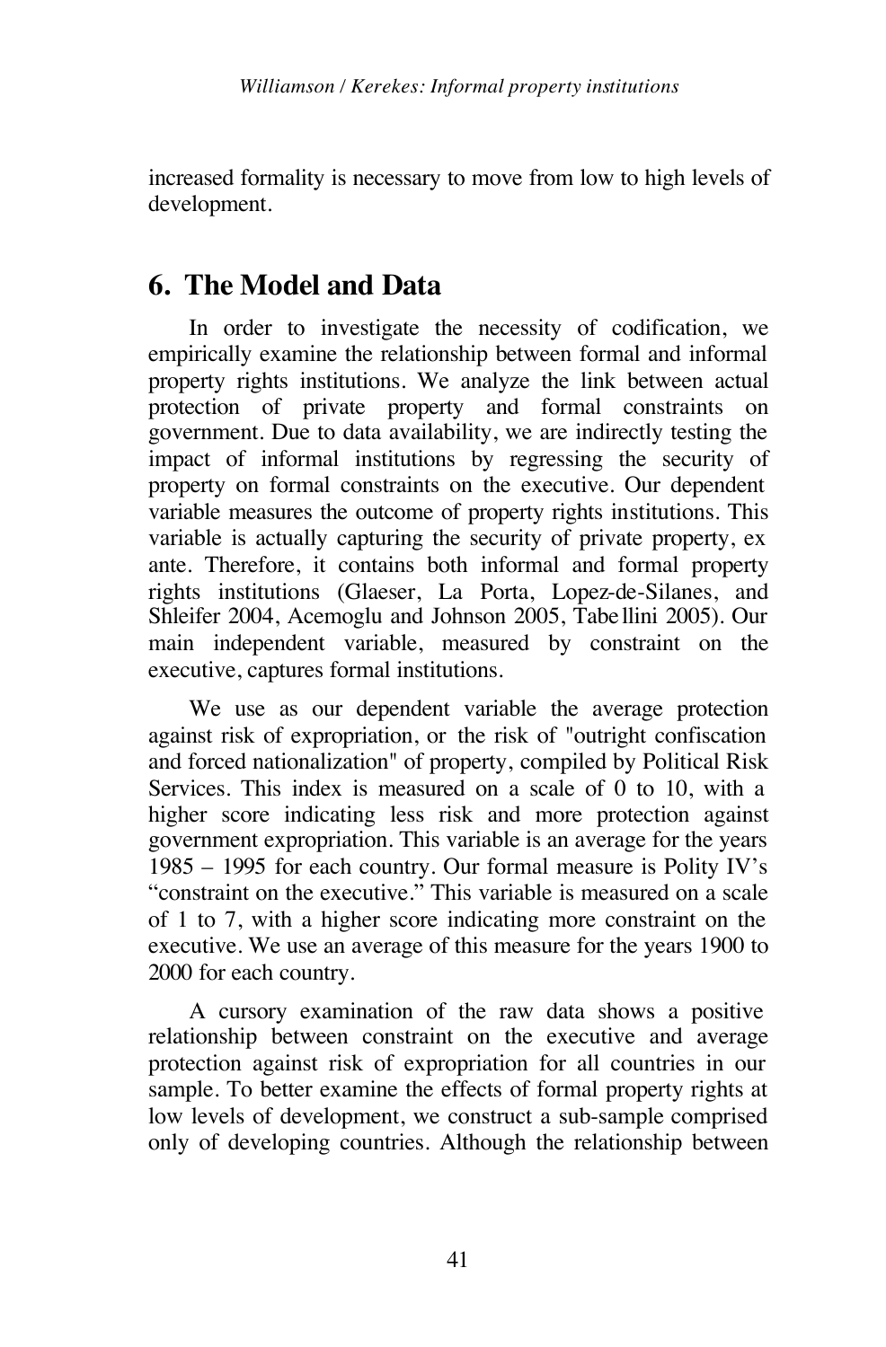increased formality is necessary to move from low to high levels of development.

## 6. The Model and Data

In order to investigate the necessity of codification, we empirically examine the relationship between formal and informal property rights institutions. We analyze the link between actual protection of private property and formal constraints on government. Due to data availability, we are indirectly testing the impact of informal institutions by regressing the security of property on formal constraints on the executive. Our dependent variable measures the outcome of property rights institutions. This variable is actually capturing the security of private property, ex ante. Therefore, it contains both informal and formal property rights institutions (Glaeser, La Porta, Lopez-de-Silanes, and Shleifer 2004, Acemoglu and Johnson 2005, Tabellini 2005). Our main independent variable, measured by constraint on the executive, captures formal institutions.

We use as our dependent variable the average protection against risk of expropriation, or the risk of "outright confiscation and forced nationalization" of property, compiled by Political Risk Services. This index is measured on a scale of 0 to 10, with a higher score indicating less risk and more protection against government expropriation. This variable is an average for the years 1985 – 1995 for each country. Our formal measure is Polity IV's "constraint on the executive." This variable is measured on a scale of 1 to 7, with a higher score indicating more constraint on the executive. We use an average of this measure for the years 1900 to 2000 for each country.

A cursory examination of the raw data shows a positive relationship between constraint on the executive and average protection against risk of expropriation for all countries in our sample. To better examine the effects of formal property rights at low levels of development, we construct a sub-sample comprised only of developing countries. Although the relationship between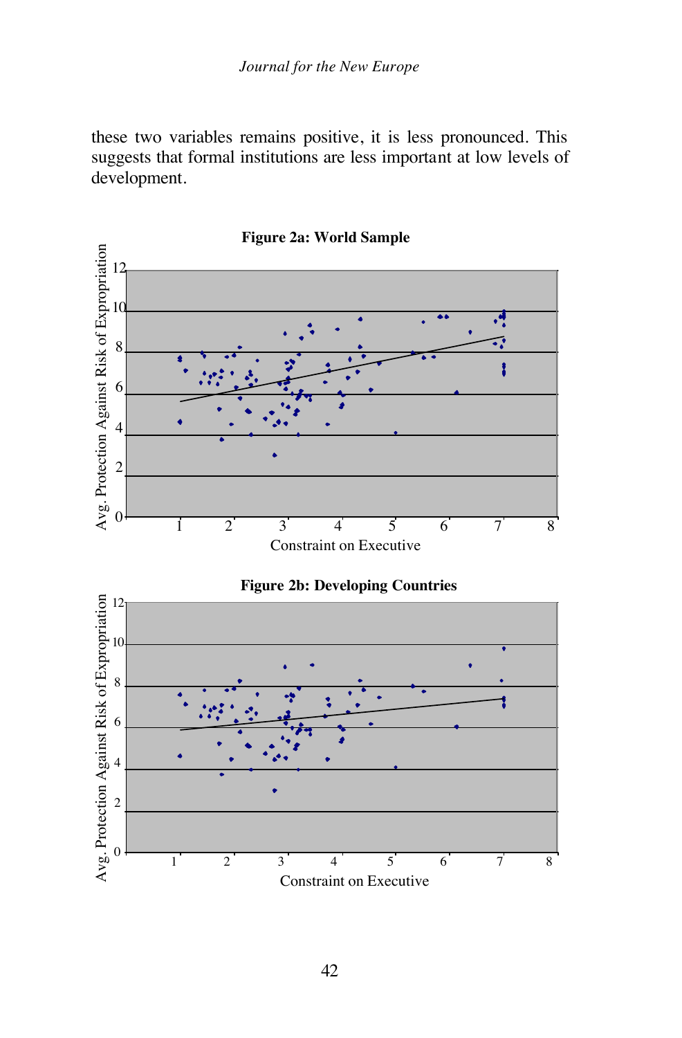these two variables remains positive, it is less pronounced. This suggests that formal institutions are less important at low levels of development.

**Figure 2a: World Sample**

Avg. Protection Against Risk of Expropriation

0
2
4
6
8
10
12

Constraint on Executive

1
2
3
4
5
6
7
8

**Figure 2b: Developing Countries**

Avg. Protection Against Risk of Expropriation

0
2
4
6
8
10
12

Constraint on Executive

1
2
3
4
5
6
7
8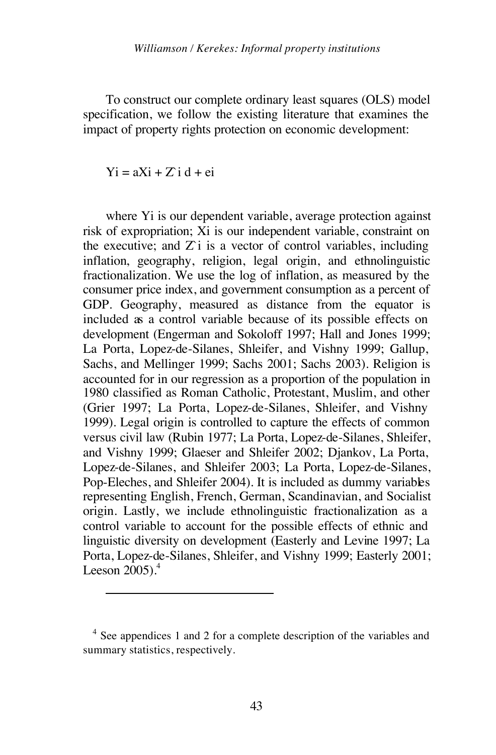To construct our complete ordinary least squares (OLS) model specification, we follow the existing literature that examines the impact of property rights protection on economic development:

$$Y_i = aX_i + Z`_i d + e_i$$

where $Y_i$ is our dependent variable, average protection against risk of expropriation; $X_i$ is our independent variable, constraint on the executive; and $Z`_i$ is a vector of control variables, including inflation, geography, religion, legal origin, and ethnolinguistic fractionalization. We use the log of inflation, as measured by the consumer price index, and government consumption as a percent of GDP. Geography, measured as distance from the equator is included as a control variable because of its possible effects on development (Engerman and Sokoloff 1997; Hall and Jones 1999; La Porta, Lopez-de-Silanes, Shleifer, and Vishny 1999; Gallup, Sachs, and Mellinger 1999; Sachs 2001; Sachs 2003). Religion is accounted for in our regression as a proportion of the population in 1980 classified as Roman Catholic, Protestant, Muslim, and other (Grier 1997; La Porta, Lopez-de-Silanes, Shleifer, and Vishny 1999). Legal origin is controlled to capture the effects of common versus civil law (Rubin 1977; La Porta, Lopez-de-Silanes, Shleifer, and Vishny 1999; Glaeser and Shleifer 2002; Djankov, La Porta, Lopez-de-Silanes, and Shleifer 2003; La Porta, Lopez-de-Silanes, Pop-Eleches, and Shleifer 2004). It is included as dummy variables representing English, French, German, Scandinavian, and Socialist origin. Lastly, we include ethnolinguistic fractionalization as a control variable to account for the possible effects of ethnic and linguistic diversity on development (Easterly and Levine 1997; La Porta, Lopez-de-Silanes, Shleifer, and Vishny 1999; Easterly 2001; Leeson 2005).[4]

---

[4] See appendices 1 and 2 for a complete description of the variables and summary statistics, respectively.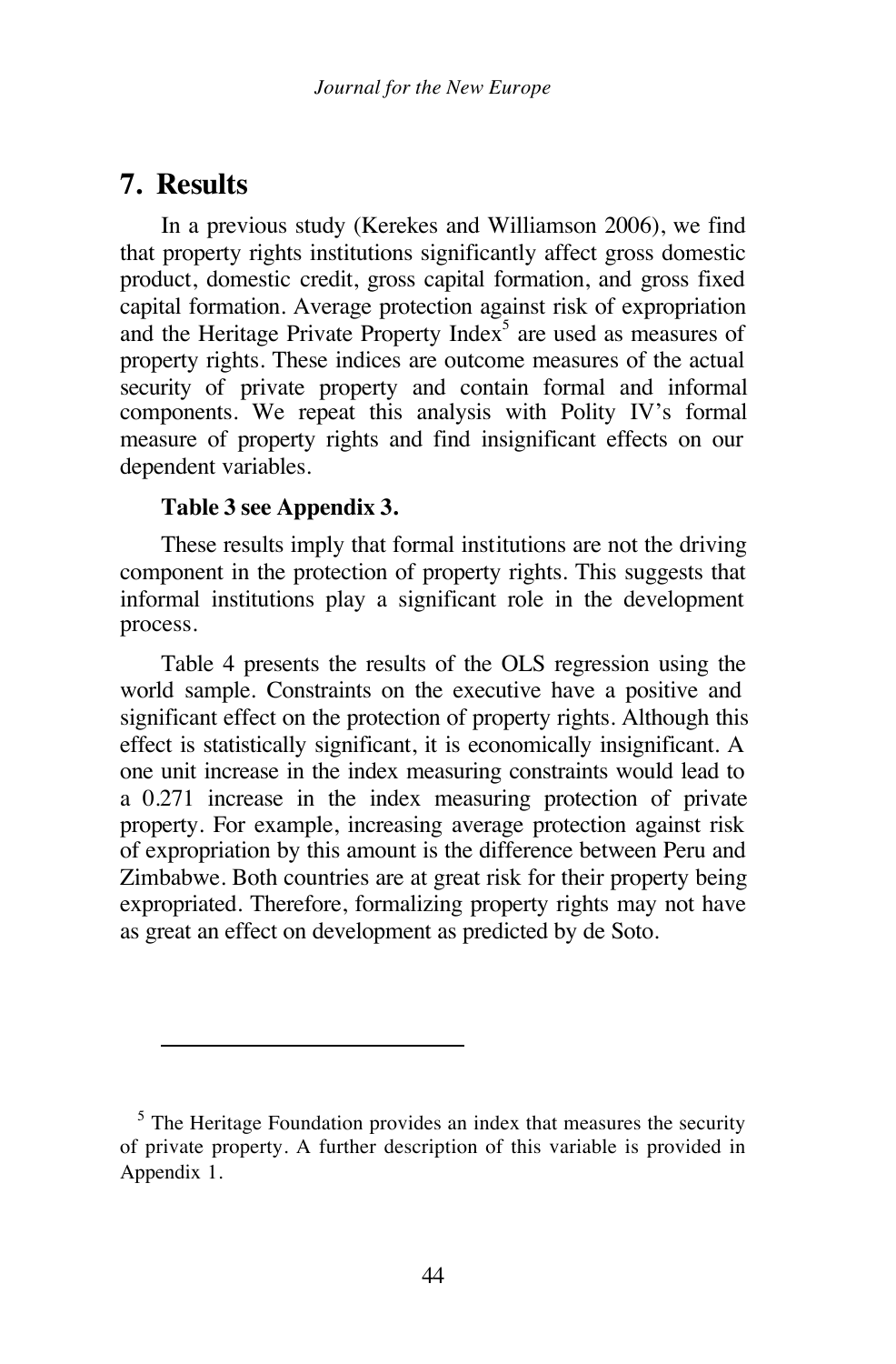## 7. Results

In a previous study (Kerekes and Williamson 2006), we find that property rights institutions significantly affect gross domestic product, domestic credit, gross capital formation, and gross fixed capital formation. Average protection against risk of expropriation and the Heritage Private Property Index[5] are used as measures of property rights. These indices are outcome measures of the actual security of private property and contain formal and informal components. We repeat this analysis with Polity IV's formal measure of property rights and find insignificant effects on our dependent variables.

**Table 3 see Appendix 3.**

These results imply that formal institutions are not the driving component in the protection of property rights. This suggests that informal institutions play a significant role in the development process.

Table 4 presents the results of the OLS regression using the world sample. Constraints on the executive have a positive and significant effect on the protection of property rights. Although this effect is statistically significant, it is economically insignificant. A one unit increase in the index measuring constraints would lead to a 0.271 increase in the index measuring protection of private property. For example, increasing average protection against risk of expropriation by this amount is the difference between Peru and Zimbabwe. Both countries are at great risk for their property being expropriated. Therefore, formalizing property rights may not have as great an effect on development as predicted by de Soto.

---

[5] The Heritage Foundation provides an index that measures the security of private property. A further description of this variable is provided in Appendix 1.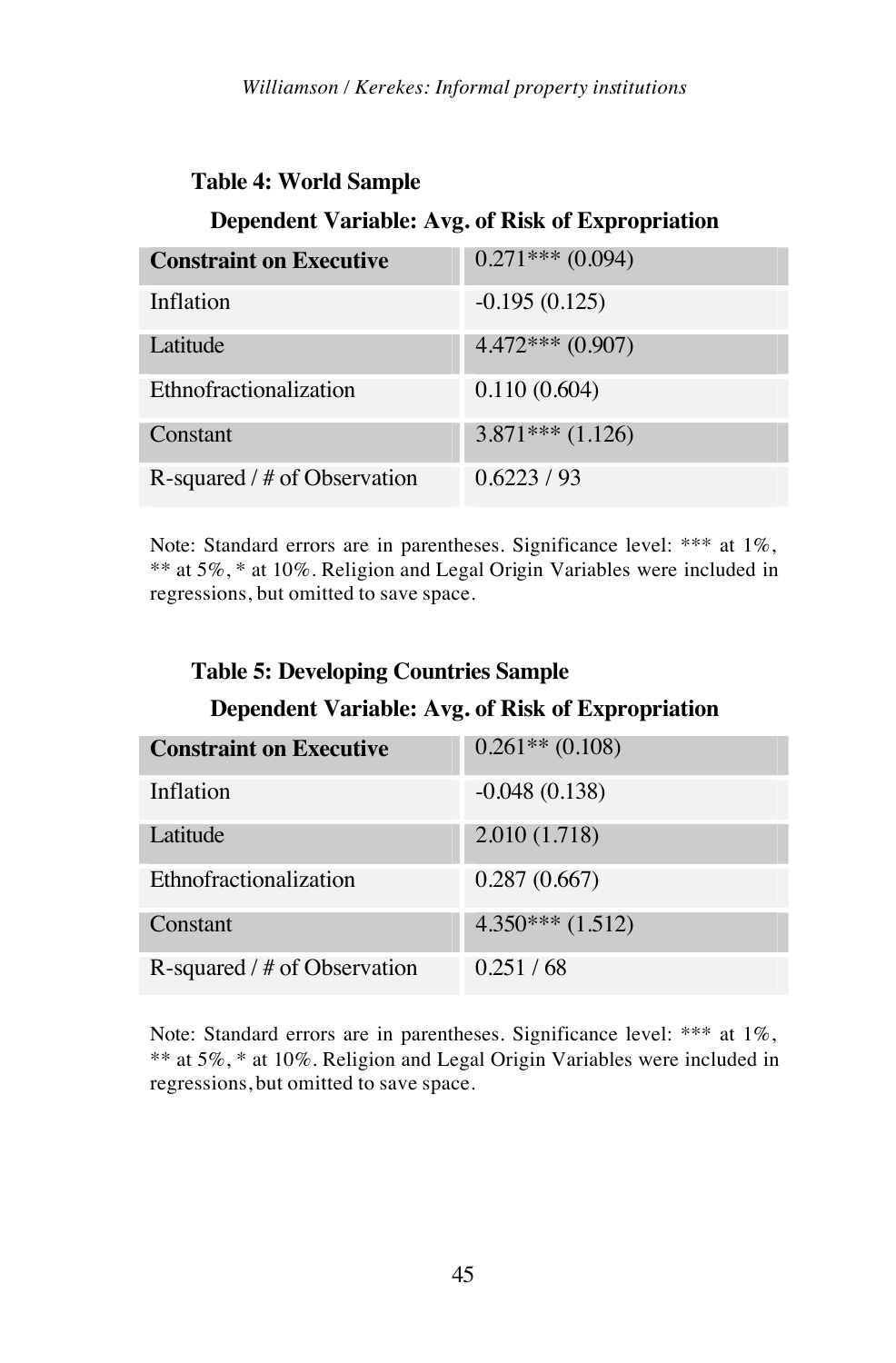**Table 4: World Sample**

**Dependent Variable: Avg. of Risk of Expropriation**

| | |
|---|---|
| **Constraint on Executive** | 0.271*** (0.094) |
| Inflation | -0.195 (0.125) |
| Latitude | 4.472*** (0.907) |
| Ethnofractionalization | 0.110 (0.604) |
| Constant | 3.871*** (1.126) |
| R-squared / # of Observation | 0.6223 / 93 |

Note: Standard errors are in parentheses. Significance level: *** at 1%, ** at 5%, * at 10%. Religion and Legal Origin Variables were included in regressions, but omitted to save space.

**Table 5: Developing Countries Sample**

**Dependent Variable: Avg. of Risk of Expropriation**

| | |
|---|---|
| **Constraint on Executive** | 0.261** (0.108) |
| Inflation | -0.048 (0.138) |
| Latitude | 2.010 (1.718) |
| Ethnofractionalization | 0.287 (0.667) |
| Constant | 4.350*** (1.512) |
| R-squared / # of Observation | 0.251 / 68 |

Note: Standard errors are in parentheses. Significance level: *** at 1%, ** at 5%, * at 10%. Religion and Legal Origin Variables were included in regressions, but omitted to save space.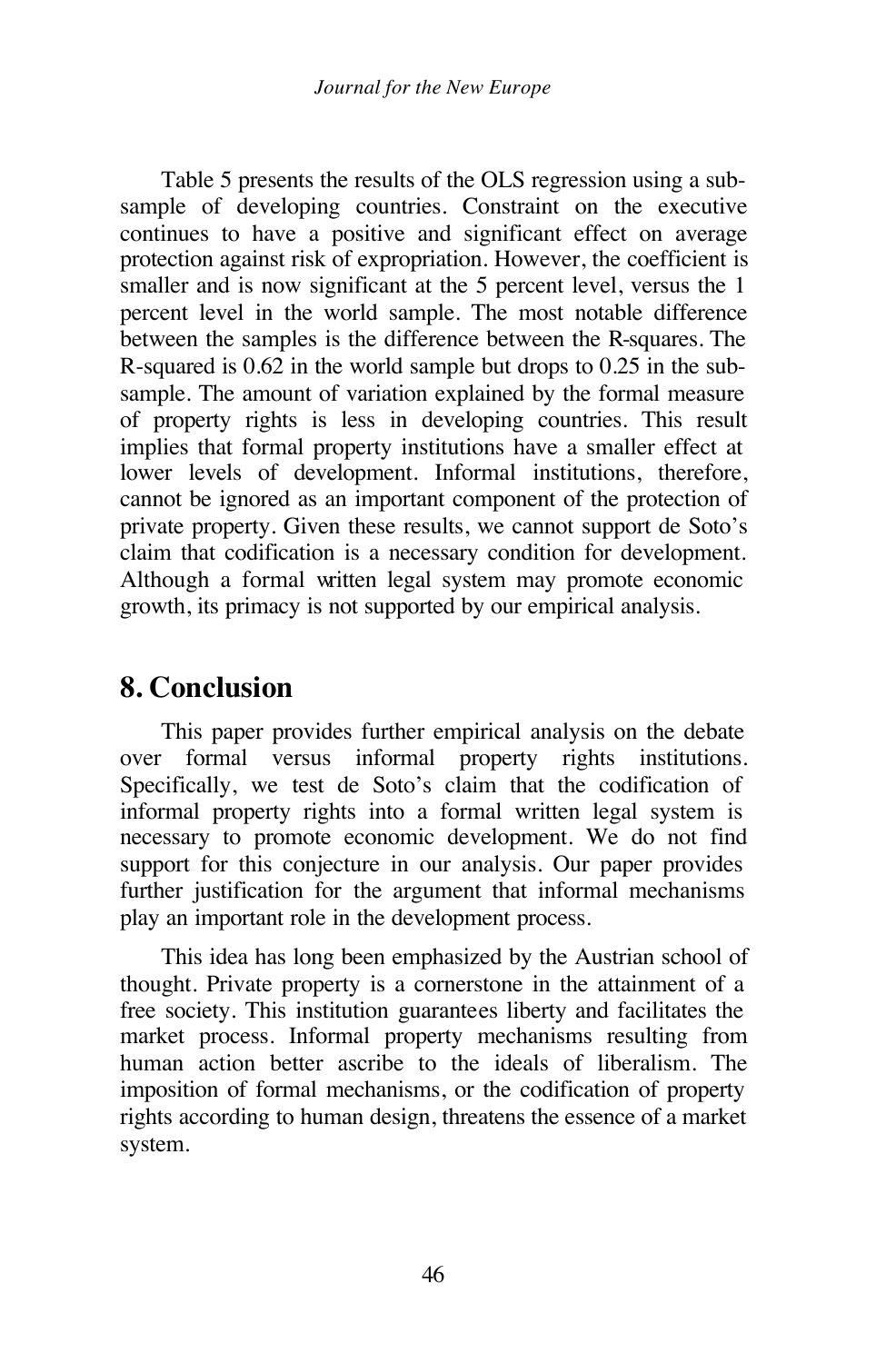Table 5 presents the results of the OLS regression using a sub-sample of developing countries. Constraint on the executive continues to have a positive and significant effect on average protection against risk of expropriation. However, the coefficient is smaller and is now significant at the 5 percent level, versus the 1 percent level in the world sample. The most notable difference between the samples is the difference between the R-squares. The R-squared is 0.62 in the world sample but drops to 0.25 in the sub-sample. The amount of variation explained by the formal measure of property rights is less in developing countries. This result implies that formal property institutions have a smaller effect at lower levels of development. Informal institutions, therefore, cannot be ignored as an important component of the protection of private property. Given these results, we cannot support de Soto's claim that codification is a necessary condition for development. Although a formal written legal system may promote economic growth, its primacy is not supported by our empirical analysis.

## 8. Conclusion

This paper provides further empirical analysis on the debate over formal versus informal property rights institutions. Specifically, we test de Soto's claim that the codification of informal property rights into a formal written legal system is necessary to promote economic development. We do not find support for this conjecture in our analysis. Our paper provides further justification for the argument that informal mechanisms play an important role in the development process.

This idea has long been emphasized by the Austrian school of thought. Private property is a cornerstone in the attainment of a free society. This institution guarantees liberty and facilitates the market process. Informal property mechanisms resulting from human action better ascribe to the ideals of liberalism. The imposition of formal mechanisms, or the codification of property rights according to human design, threatens the essence of a market system.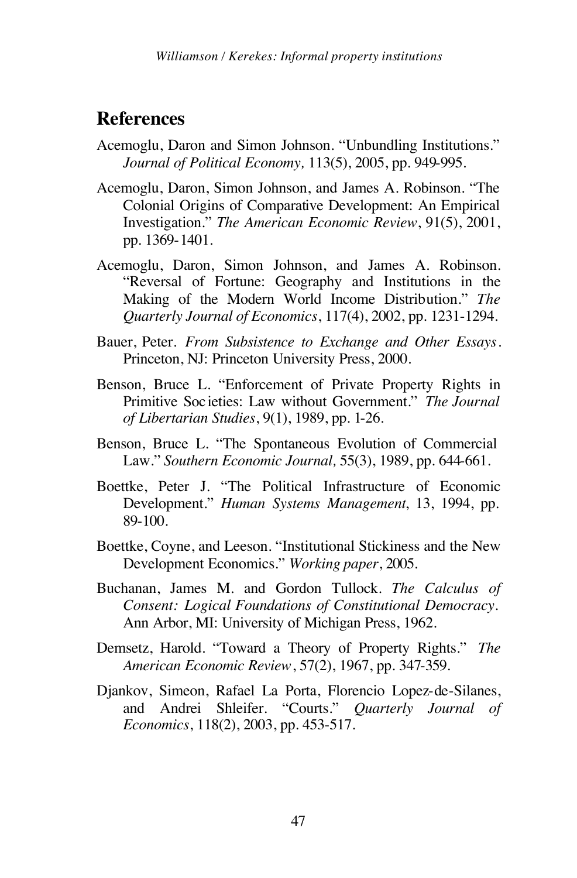## References

Acemoglu, Daron and Simon Johnson. "Unbundling Institutions." *Journal of Political Economy,* 113(5), 2005, pp. 949-995.

Acemoglu, Daron, Simon Johnson, and James A. Robinson. "The Colonial Origins of Comparative Development: An Empirical Investigation." *The American Economic Review*, 91(5), 2001, pp. 1369-1401.

Acemoglu, Daron, Simon Johnson, and James A. Robinson. "Reversal of Fortune: Geography and Institutions in the Making of the Modern World Income Distribution." *The Quarterly Journal of Economics*, 117(4), 2002, pp. 1231-1294.

Bauer, Peter. *From Subsistence to Exchange and Other Essays*. Princeton, NJ: Princeton University Press, 2000.

Benson, Bruce L. "Enforcement of Private Property Rights in Primitive Societies: Law without Government." *The Journal of Libertarian Studies*, 9(1), 1989, pp. 1-26.

Benson, Bruce L. "The Spontaneous Evolution of Commercial Law." *Southern Economic Journal,* 55(3), 1989, pp. 644-661.

Boettke, Peter J. "The Political Infrastructure of Economic Development." *Human Systems Management*, 13, 1994, pp. 89-100.

Boettke, Coyne, and Leeson. "Institutional Stickiness and the New Development Economics." *Working paper*, 2005.

Buchanan, James M. and Gordon Tullock. *The Calculus of Consent: Logical Foundations of Constitutional Democracy*. Ann Arbor, MI: University of Michigan Press, 1962.

Demsetz, Harold. "Toward a Theory of Property Rights." *The American Economic Review*, 57(2), 1967, pp. 347-359.

Djankov, Simeon, Rafael La Porta, Florencio Lopez-de-Silanes, and Andrei Shleifer. "Courts." *Quarterly Journal of Economics*, 118(2), 2003, pp. 453-517.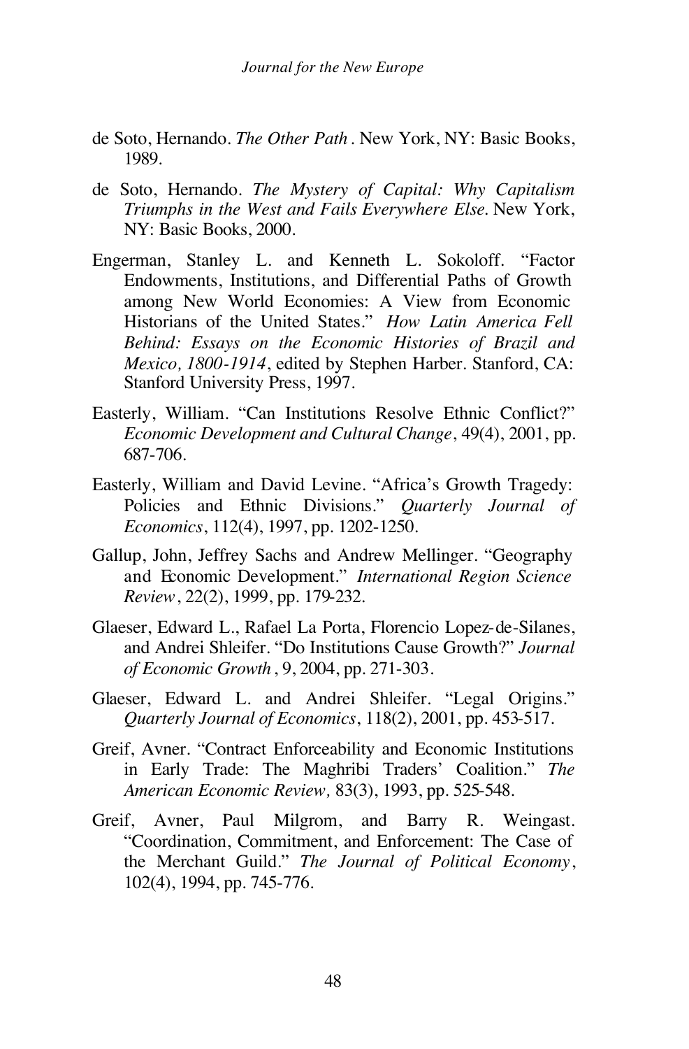de Soto, Hernando. *The Other Path*. New York, NY: Basic Books, 1989.

de Soto, Hernando. *The Mystery of Capital: Why Capitalism Triumphs in the West and Fails Everywhere Else.* New York, NY: Basic Books, 2000.

Engerman, Stanley L. and Kenneth L. Sokoloff. "Factor Endowments, Institutions, and Differential Paths of Growth among New World Economies: A View from Economic Historians of the United States." *How Latin America Fell Behind: Essays on the Economic Histories of Brazil and Mexico, 1800-1914*, edited by Stephen Harber. Stanford, CA: Stanford University Press, 1997.

Easterly, William. "Can Institutions Resolve Ethnic Conflict?" *Economic Development and Cultural Change*, 49(4), 2001, pp. 687-706.

Easterly, William and David Levine. "Africa's Growth Tragedy: Policies and Ethnic Divisions." *Quarterly Journal of Economics*, 112(4), 1997, pp. 1202-1250.

Gallup, John, Jeffrey Sachs and Andrew Mellinger. "Geography and Economic Development." *International Region Science Review*, 22(2), 1999, pp. 179-232.

Glaeser, Edward L., Rafael La Porta, Florencio Lopez-de-Silanes, and Andrei Shleifer. "Do Institutions Cause Growth?" *Journal of Economic Growth*, 9, 2004, pp. 271-303.

Glaeser, Edward L. and Andrei Shleifer. "Legal Origins." *Quarterly Journal of Economics*, 118(2), 2001, pp. 453-517.

Greif, Avner. "Contract Enforceability and Economic Institutions in Early Trade: The Maghribi Traders' Coalition." *The American Economic Review,* 83(3), 1993, pp. 525-548.

Greif, Avner, Paul Milgrom, and Barry R. Weingast. "Coordination, Commitment, and Enforcement: The Case of the Merchant Guild." *The Journal of Political Economy*, 102(4), 1994, pp. 745-776.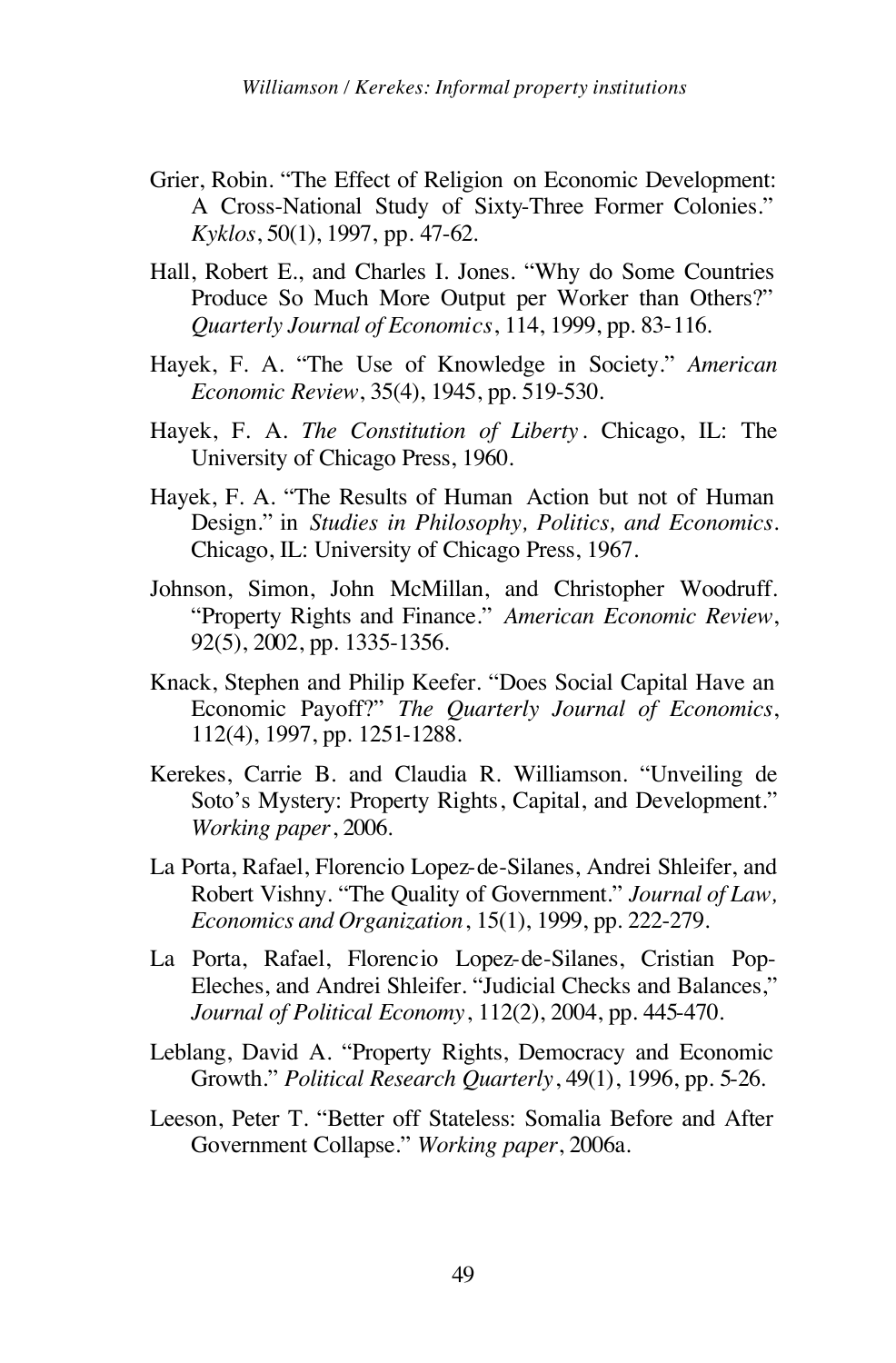Grier, Robin. "The Effect of Religion on Economic Development: A Cross-National Study of Sixty-Three Former Colonies." *Kyklos*, 50(1), 1997, pp. 47-62.

Hall, Robert E., and Charles I. Jones. "Why do Some Countries Produce So Much More Output per Worker than Others?" *Quarterly Journal of Economics*, 114, 1999, pp. 83-116.

Hayek, F. A. "The Use of Knowledge in Society." *American Economic Review*, 35(4), 1945, pp. 519-530.

Hayek, F. A. *The Constitution of Liberty*. Chicago, IL: The University of Chicago Press, 1960.

Hayek, F. A. "The Results of Human Action but not of Human Design." in *Studies in Philosophy, Politics, and Economics*. Chicago, IL: University of Chicago Press, 1967.

Johnson, Simon, John McMillan, and Christopher Woodruff. "Property Rights and Finance." *American Economic Review*, 92(5), 2002, pp. 1335-1356.

Knack, Stephen and Philip Keefer. "Does Social Capital Have an Economic Payoff?" *The Quarterly Journal of Economics*, 112(4), 1997, pp. 1251-1288.

Kerekes, Carrie B. and Claudia R. Williamson. "Unveiling de Soto's Mystery: Property Rights, Capital, and Development." *Working paper*, 2006.

La Porta, Rafael, Florencio Lopez-de-Silanes, Andrei Shleifer, and Robert Vishny. "The Quality of Government." *Journal of Law, Economics and Organization*, 15(1), 1999, pp. 222-279.

La Porta, Rafael, Florencio Lopez-de-Silanes, Cristian Pop-Eleches, and Andrei Shleifer. "Judicial Checks and Balances," *Journal of Political Economy*, 112(2), 2004, pp. 445-470.

Leblang, David A. "Property Rights, Democracy and Economic Growth." *Political Research Quarterly*, 49(1), 1996, pp. 5-26.

Leeson, Peter T. "Better off Stateless: Somalia Before and After Government Collapse." *Working paper*, 2006a.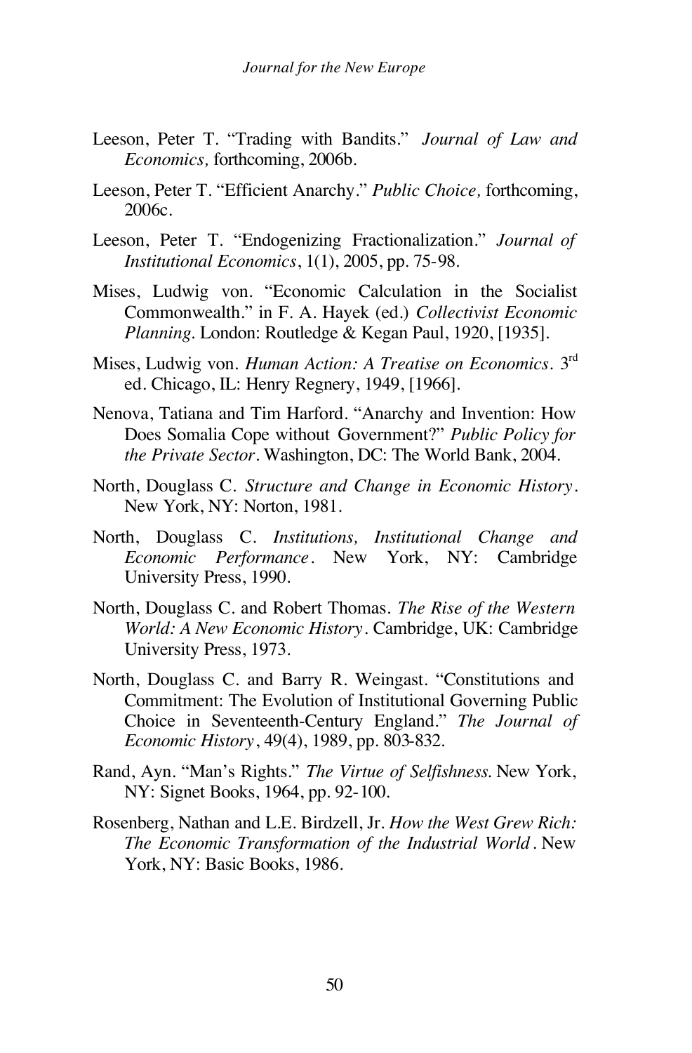Leeson, Peter T. "Trading with Bandits." *Journal of Law and Economics,* forthcoming, 2006b.

Leeson, Peter T. "Efficient Anarchy." *Public Choice,* forthcoming, 2006c.

Leeson, Peter T. "Endogenizing Fractionalization." *Journal of Institutional Economics*, 1(1), 2005, pp. 75-98.

Mises, Ludwig von. "Economic Calculation in the Socialist Commonwealth." in F. A. Hayek (ed.) *Collectivist Economic Planning.* London: Routledge & Kegan Paul, 1920, [1935].

Mises, Ludwig von. *Human Action: A Treatise on Economics*. 3rd ed. Chicago, IL: Henry Regnery, 1949, [1966].

Nenova, Tatiana and Tim Harford. "Anarchy and Invention: How Does Somalia Cope without Government?" *Public Policy for the Private Sector*. Washington, DC: The World Bank, 2004.

North, Douglass C. *Structure and Change in Economic History*. New York, NY: Norton, 1981.

North, Douglass C. *Institutions, Institutional Change and Economic Performance*. New York, NY: Cambridge University Press, 1990.

North, Douglass C. and Robert Thomas. *The Rise of the Western World: A New Economic History*. Cambridge, UK: Cambridge University Press, 1973.

North, Douglass C. and Barry R. Weingast. "Constitutions and Commitment: The Evolution of Institutional Governing Public Choice in Seventeenth-Century England." *The Journal of Economic History*, 49(4), 1989, pp. 803-832.

Rand, Ayn. "Man's Rights." *The Virtue of Selfishness.* New York, NY: Signet Books, 1964, pp. 92-100.

Rosenberg, Nathan and L.E. Birdzell, Jr. *How the West Grew Rich: The Economic Transformation of the Industrial World*. New York, NY: Basic Books, 1986.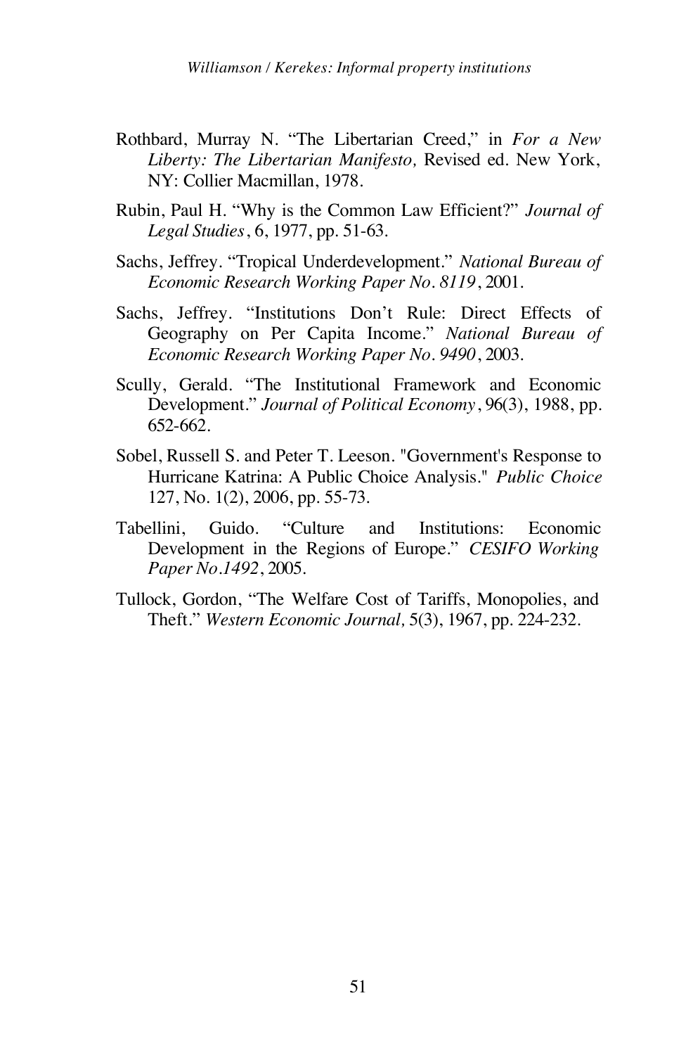Rothbard, Murray N. "The Libertarian Creed," in *For a New Liberty: The Libertarian Manifesto,* Revised ed. New York, NY: Collier Macmillan, 1978.

Rubin, Paul H. "Why is the Common Law Efficient?" *Journal of Legal Studies*, 6, 1977, pp. 51-63.

Sachs, Jeffrey. "Tropical Underdevelopment." *National Bureau of Economic Research Working Paper No. 8119*, 2001.

Sachs, Jeffrey. "Institutions Don't Rule: Direct Effects of Geography on Per Capita Income." *National Bureau of Economic Research Working Paper No. 9490*, 2003.

Scully, Gerald. "The Institutional Framework and Economic Development." *Journal of Political Economy*, 96(3), 1988, pp. 652-662.

Sobel, Russell S. and Peter T. Leeson. "Government's Response to Hurricane Katrina: A Public Choice Analysis." *Public Choice* 127, No. 1(2), 2006, pp. 55-73.

Tabellini, Guido. "Culture and Institutions: Economic Development in the Regions of Europe." *CESIFO Working Paper No.1492*, 2005.

Tullock, Gordon, "The Welfare Cost of Tariffs, Monopolies, and Theft." *Western Economic Journal,* 5(3), 1967, pp. 224-232.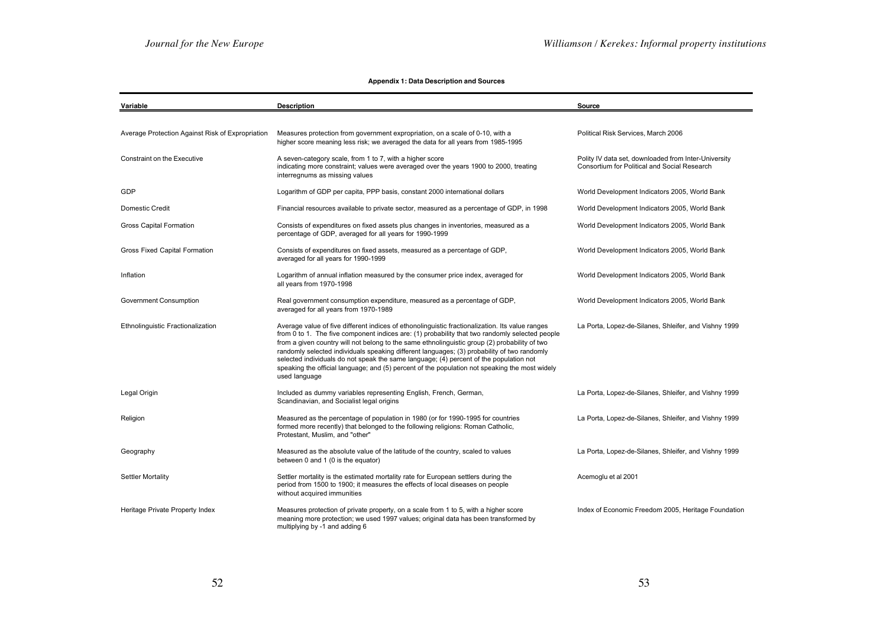**Appendix 1: Data Description and Sources**

| Variable | Description | Source |
|---|---|---|
| Average Protection Against Risk of Expropriation | Measures protection from government expropriation, on a scale of 0-10, with a higher score meaning less risk; we averaged the data for all years from 1985-1995 | Political Risk Services, March 2006 |
| Constraint on the Executive | A seven-category scale, from 1 to 7, with a higher score indicating more constraint; values were averaged over the years 1900 to 2000, treating interregnums as missing values | Polity IV data set, downloaded from Inter-University Consortium for Political and Social Research |
| GDP | Logarithm of GDP per capita, PPP basis, constant 2000 international dollars | World Development Indicators 2005, World Bank |
| Domestic Credit | Financial resources available to private sector, measured as a percentage of GDP, in 1998 | World Development Indicators 2005, World Bank |
| Gross Capital Formation | Consists of expenditures on fixed assets plus changes in inventories, measured as a percentage of GDP, averaged for all years for 1990-1999 | World Development Indicators 2005, World Bank |
| Gross Fixed Capital Formation | Consists of expenditures on fixed assets, measured as a percentage of GDP, averaged for all years for 1990-1999 | World Development Indicators 2005, World Bank |
| Inflation | Logarithm of annual inflation measured by the consumer price index, averaged for all years from 1970-1998 | World Development Indicators 2005, World Bank |
| Government Consumption | Real government consumption expenditure, measured as a percentage of GDP, averaged for all years from 1970-1989 | World Development Indicators 2005, World Bank |
| Ethnolinguistic Fractionalization | Average value of five different indices of ethonolinguistic fractionalization. Its value ranges from 0 to 1. The five component indices are: (1) probability that two randomly selected people from a given country will not belong to the same ethnolinguistic group (2) probability of two randomly selected individuals speaking different languages; (3) probability of two randomly selected individuals do not speak the same language; (4) percent of the population not speaking the official language; and (5) percent of the population not speaking the most widely used language | La Porta, Lopez-de-Silanes, Shleifer, and Vishny 1999 |
| Legal Origin | Included as dummy variables representing English, French, German, Scandinavian, and Socialist legal origins | La Porta, Lopez-de-Silanes, Shleifer, and Vishny 1999 |
| Religion | Measured as the percentage of population in 1980 (or for 1990-1995 for countries formed more recently) that belonged to the following religions: Roman Catholic, Protestant, Muslim, and "other" | La Porta, Lopez-de-Silanes, Shleifer, and Vishny 1999 |
| Geography | Measured as the absolute value of the latitude of the country, scaled to values between 0 and 1 (0 is the equator) | La Porta, Lopez-de-Silanes, Shleifer, and Vishny 1999 |
| Settler Mortality | Settler mortality is the estimated mortality rate for European settlers during the period from 1500 to 1900; it measures the effects of local diseases on people without acquired immunities | Acemoglu et al 2001 |
| Heritage Private Property Index | Measures protection of private property, on a scale from 1 to 5, with a higher score meaning more protection; we used 1997 values; original data has been transformed by multiplying by -1 and adding 6 | Index of Economic Freedom 2005, Heritage Foundation |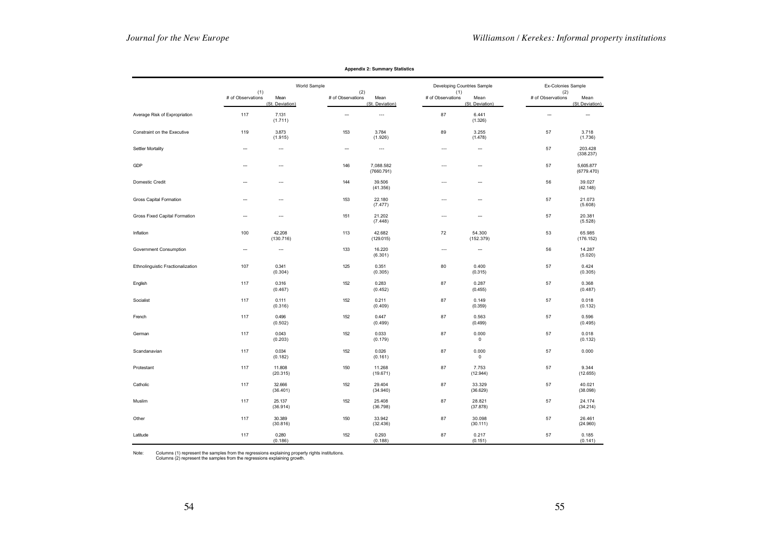**Appendix 2: Summary Statistics**

| | World Sample | | | | Developing Countries Sample | | Ex-Colonies Sample | |
|---|---|---|---|---|---|---|---|---|
| | (1) | | (2) | | (1) | | (2) | |
| | # of Observations | Mean (St. Deviation) | # of Observations | Mean (St. Deviation) | # of Observations | Mean (St. Deviation) | # of Observations | Mean (St. Deviation) |
| Average Risk of Expropriation | 117 | 7.131 (1.711) | --- | --- | 87 | 6.441 (1.326) | --- | --- |
| Constraint on the Executive | 119 | 3.873 (1.915) | 153 | 3.784 (1.926) | 89 | 3.255 (1.478) | 57 | 3.718 (1.736) |
| Settler Mortality | --- | --- | --- | --- | --- | --- | 57 | 203.428 (338.237) |
| GDP | --- | --- | 146 | 7,088.582 (7660.791) | --- | --- | 57 | 5,605.877 (6779.470) |
| Domestic Credit | --- | --- | 144 | 39.506 (41.356) | --- | --- | 56 | 39.027 (42.148) |
| Gross Capital Formation | --- | --- | 153 | 22.180 (7.477) | --- | --- | 57 | 21.073 (5.608) |
| Gross Fixed Capital Formation | --- | --- | 151 | 21.202 (7.448) | --- | --- | 57 | 20.381 (5.528) |
| Inflation | 100 | 42.208 (130.716) | 113 | 42.682 (129.015) | 72 | 54.300 (152.379) | 53 | 65.985 (176.152) |
| Government Consumption | --- | --- | 133 | 16.220 (6.301) | --- | --- | 56 | 14.287 (5.020) |
| Ethnolinguistic Fractionalization | 107 | 0.341 (0.304) | 125 | 0.351 (0.305) | 80 | 0.400 (0.315) | 57 | 0.424 (0.305) |
| English | 117 | 0.316 (0.467) | 152 | 0.283 (0.452) | 87 | 0.287 (0.455) | 57 | 0.368 (0.487) |
| Socialist | 117 | 0.111 (0.316) | 152 | 0.211 (0.409) | 87 | 0.149 (0.359) | 57 | 0.018 (0.132) |
| French | 117 | 0.496 (0.502) | 152 | 0.447 (0.499) | 87 | 0.563 (0.499) | 57 | 0.596 (0.495) |
| German | 117 | 0.043 (0.203) | 152 | 0.033 (0.179) | 87 | 0.000 0 | 57 | 0.018 (0.132) |
| Scandanavian | 117 | 0.034 (0.182) | 152 | 0.026 (0.161) | 87 | 0.000 0 | 57 | 0.000 |
| Protestant | 117 | 11.808 (20.315) | 150 | 11.268 (19.671) | 87 | 7.753 (12.944) | 57 | 9.344 (12.655) |
| Catholic | 117 | 32.666 (36.401) | 152 | 29.404 (34.940) | 87 | 33.329 (36.629) | 57 | 40.021 (38.098) |
| Muslim | 117 | 25.137 (36.914) | 152 | 25.408 (36.798) | 87 | 28.821 (37.878) | 57 | 24.174 (34.214) |
| Other | 117 | 30.389 (30.816) | 150 | 33.942 (32.436) | 87 | 30.098 (30.111) | 57 | 26.461 (24.960) |
| Latitude | 117 | 0.280 (0.186) | 152 | 0.293 (0.188) | 87 | 0.217 (0.151) | 57 | 0.185 (0.141) |

Note: Columns (1) represent the samples from the regressions explaining property rights institutions.
Columns (2) represent the samples from the regressions explaining growth.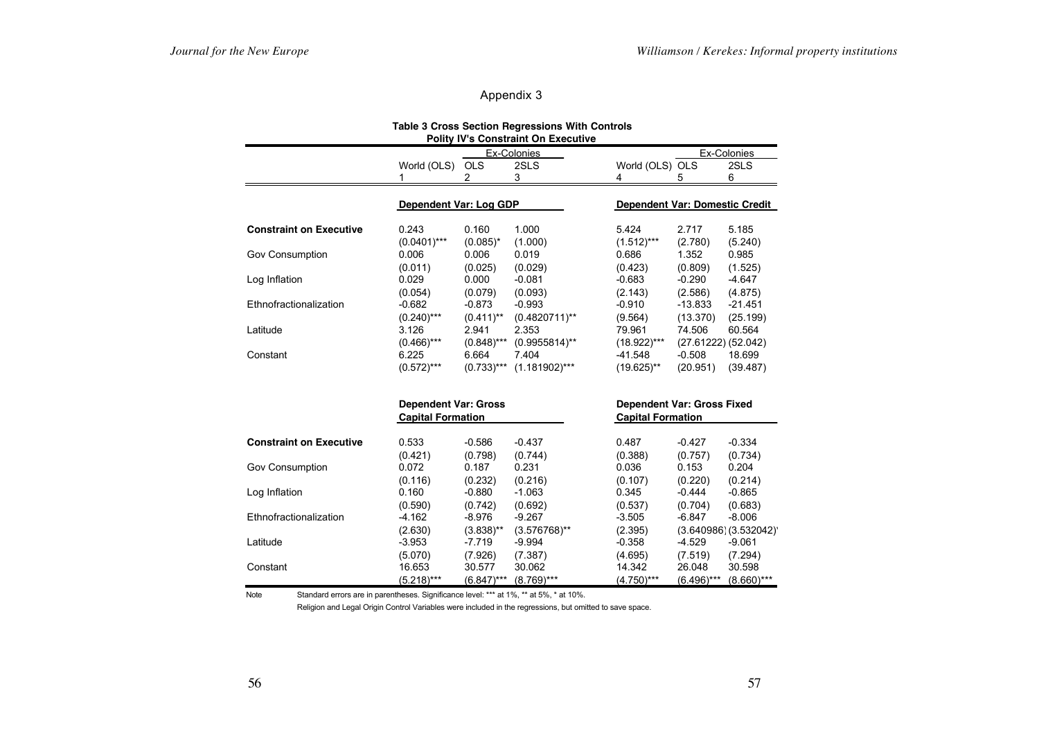# Appendix 3

**Table 3 Cross Section Regressions With Controls**
**Polity IV's Constraint On Executive**

| | World (OLS) | Ex-Colonies OLS | Ex-Colonies 2SLS | World (OLS) | Ex-Colonies OLS | Ex-Colonies 2SLS |
|---|---|---|---|---|---|---|
| | 1 | 2 | 3 | 4 | 5 | 6 |
| | **Dependent Var: Log GDP** | | | **Dependent Var: Domestic Credit** | | |
| **Constraint on Executive** | 0.243 | 0.160 | 1.000 | 5.424 | 2.717 | 5.185 |
| | (0.0401)*** | (0.085)* | (1.000) | (1.512)*** | (2.780) | (5.240) |
| Gov Consumption | 0.006 | 0.006 | 0.019 | 0.686 | 1.352 | 0.985 |
| | (0.011) | (0.025) | (0.029) | (0.423) | (0.809) | (1.525) |
| Log Inflation | 0.029 | 0.000 | -0.081 | -0.683 | -0.290 | -4.647 |
| | (0.054) | (0.079) | (0.093) | (2.143) | (2.586) | (4.875) |
| Ethnofractionalization | -0.682 | -0.873 | -0.993 | -0.910 | -13.833 | -21.451 |
| | (0.240)*** | (0.411)** | (0.4820711)** | (9.564) | (13.370) | (25.199) |
| Latitude | 3.126 | 2.941 | 2.353 | 79.961 | 74.506 | 60.564 |
| | (0.466)*** | (0.848)*** | (0.9955814)** | (18.922)*** | (27.61222) | (52.042) |
| Constant | 6.225 | 6.664 | 7.404 | -41.548 | -0.508 | 18.699 |
| | (0.572)*** | (0.733)*** | (1.181902)*** | (19.625)** | (20.951) | (39.487) |
| | **Dependent Var: Gross Capital Formation** | | | **Dependent Var: Gross Fixed Capital Formation** | | |
| **Constraint on Executive** | 0.533 | -0.586 | -0.437 | 0.487 | -0.427 | -0.334 |
| | (0.421) | (0.798) | (0.744) | (0.388) | (0.757) | (0.734) |
| Gov Consumption | 0.072 | 0.187 | 0.231 | 0.036 | 0.153 | 0.204 |
| | (0.116) | (0.232) | (0.216) | (0.107) | (0.220) | (0.214) |
| Log Inflation | 0.160 | -0.880 | -1.063 | 0.345 | -0.444 | -0.865 |
| | (0.590) | (0.742) | (0.692) | (0.537) | (0.704) | (0.683) |
| Ethnofractionalization | -4.162 | -8.976 | -9.267 | -3.505 | -6.847 | -8.006 |
| | (2.630) | (3.838)** | (3.576768)** | (2.395) | (3.640986) | (3.532042)' |
| Latitude | -3.953 | -7.719 | -9.994 | -0.358 | -4.529 | -9.061 |
| | (5.070) | (7.926) | (7.387) | (4.695) | (7.519) | (7.294) |
| Constant | 16.653 | 30.577 | 30.062 | 14.342 | 26.048 | 30.598 |
| | (5.218)*** | (6.847)*** | (8.769)*** | (4.750)*** | (6.496)*** | (8.660)*** |

Note: Standard errors are in parentheses. Significance level: *** at 1%, ** at 5%, * at 10%.
Religion and Legal Origin Control Variables were included in the regressions, but omitted to save space.